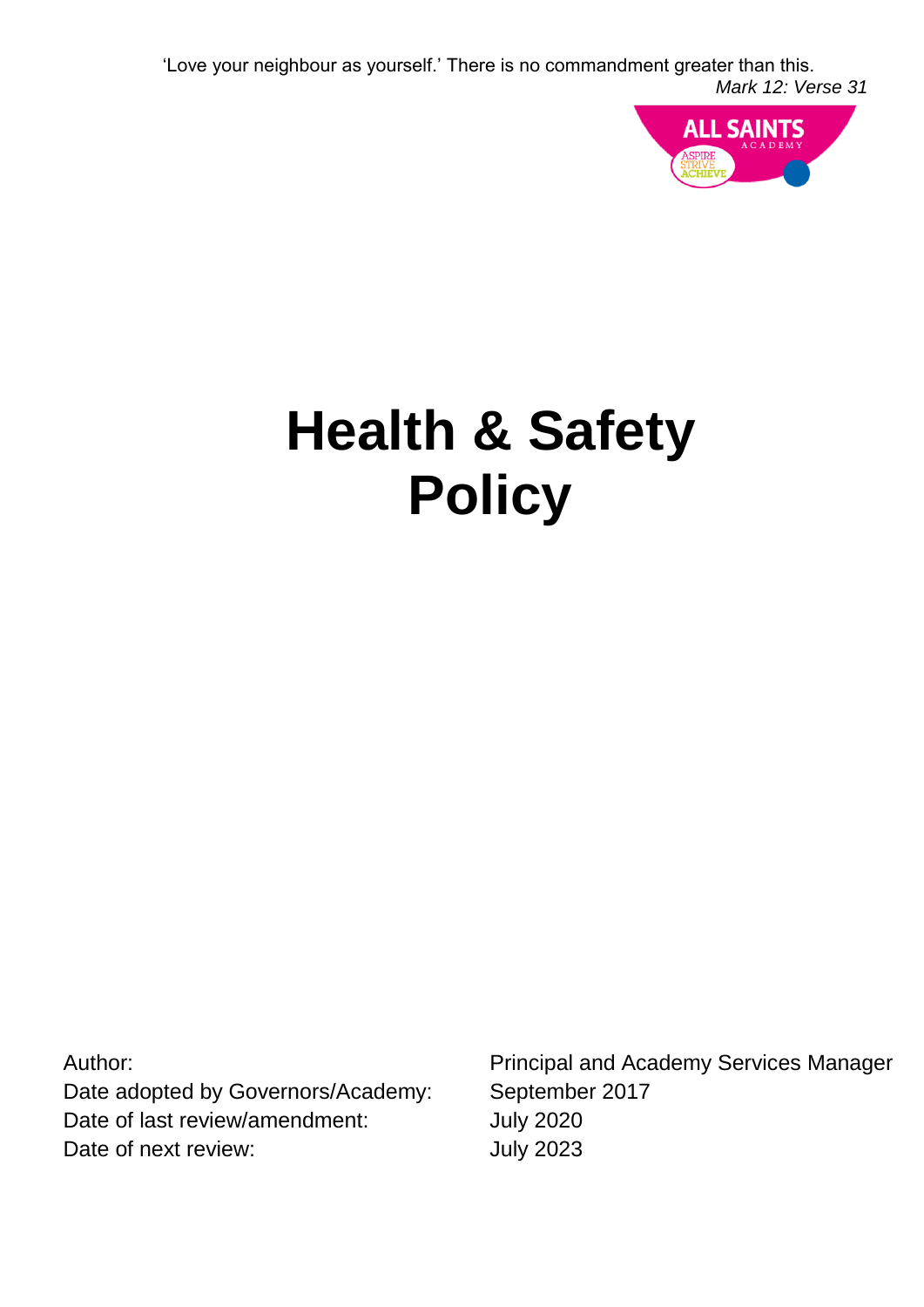'Love your neighbour as yourself.' There is no commandment greater than this.
*Mark 12: Verse 31*

ALL SAINTS ACADEMY
ASPIRE STRIVE ACHIEVE

# Health & Safety Policy

| | |
|---|---|
| Author: | Principal and Academy Services Manager |
| Date adopted by Governors/Academy: | September 2017 |
| Date of last review/amendment: | July 2020 |
| Date of next review: | July 2023 |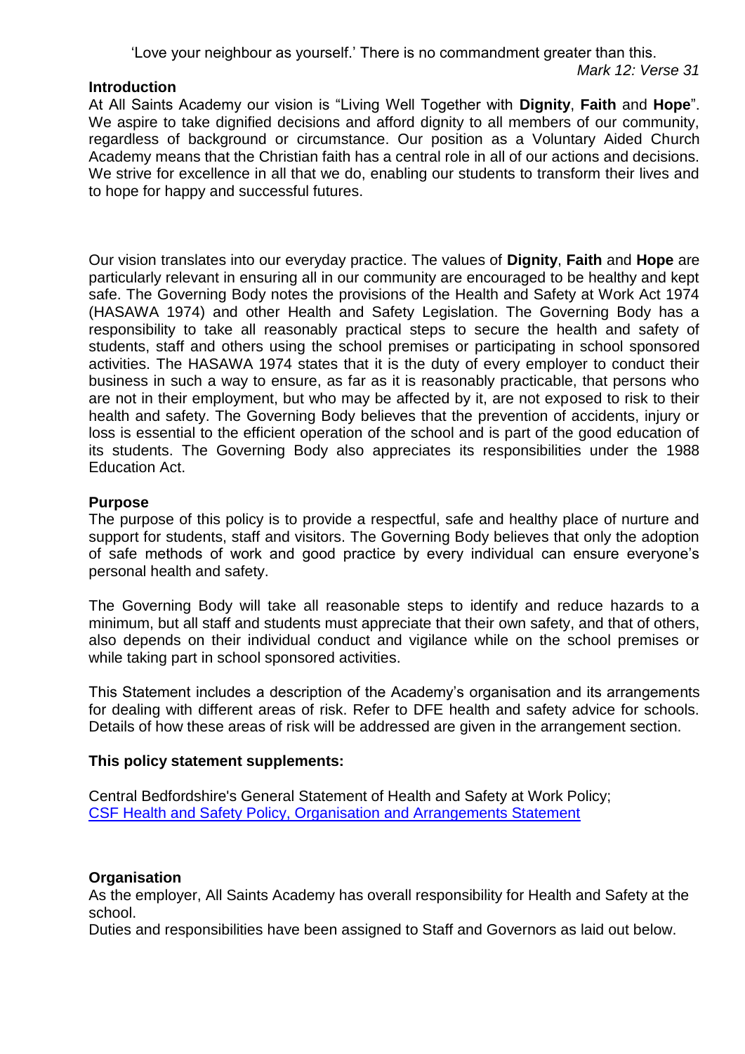'Love your neighbour as yourself.' There is no commandment greater than this.

*Mark 12: Verse 31*

**Introduction**

At All Saints Academy our vision is "Living Well Together with **Dignity**, **Faith** and **Hope**". We aspire to take dignified decisions and afford dignity to all members of our community, regardless of background or circumstance. Our position as a Voluntary Aided Church Academy means that the Christian faith has a central role in all of our actions and decisions. We strive for excellence in all that we do, enabling our students to transform their lives and to hope for happy and successful futures.

Our vision translates into our everyday practice. The values of **Dignity**, **Faith** and **Hope** are particularly relevant in ensuring all in our community are encouraged to be healthy and kept safe. The Governing Body notes the provisions of the Health and Safety at Work Act 1974 (HASAWA 1974) and other Health and Safety Legislation. The Governing Body has a responsibility to take all reasonably practical steps to secure the health and safety of students, staff and others using the school premises or participating in school sponsored activities. The HASAWA 1974 states that it is the duty of every employer to conduct their business in such a way to ensure, as far as it is reasonably practicable, that persons who are not in their employment, but who may be affected by it, are not exposed to risk to their health and safety. The Governing Body believes that the prevention of accidents, injury or loss is essential to the efficient operation of the school and is part of the good education of its students. The Governing Body also appreciates its responsibilities under the 1988 Education Act.

**Purpose**

The purpose of this policy is to provide a respectful, safe and healthy place of nurture and support for students, staff and visitors. The Governing Body believes that only the adoption of safe methods of work and good practice by every individual can ensure everyone's personal health and safety.

The Governing Body will take all reasonable steps to identify and reduce hazards to a minimum, but all staff and students must appreciate that their own safety, and that of others, also depends on their individual conduct and vigilance while on the school premises or while taking part in school sponsored activities.

This Statement includes a description of the Academy's organisation and its arrangements for dealing with different areas of risk. Refer to DFE health and safety advice for schools. Details of how these areas of risk will be addressed are given in the arrangement section.

**This policy statement supplements:**

Central Bedfordshire's General Statement of Health and Safety at Work Policy;
CSF Health and Safety Policy, Organisation and Arrangements Statement

**Organisation**

As the employer, All Saints Academy has overall responsibility for Health and Safety at the school.

Duties and responsibilities have been assigned to Staff and Governors as laid out below.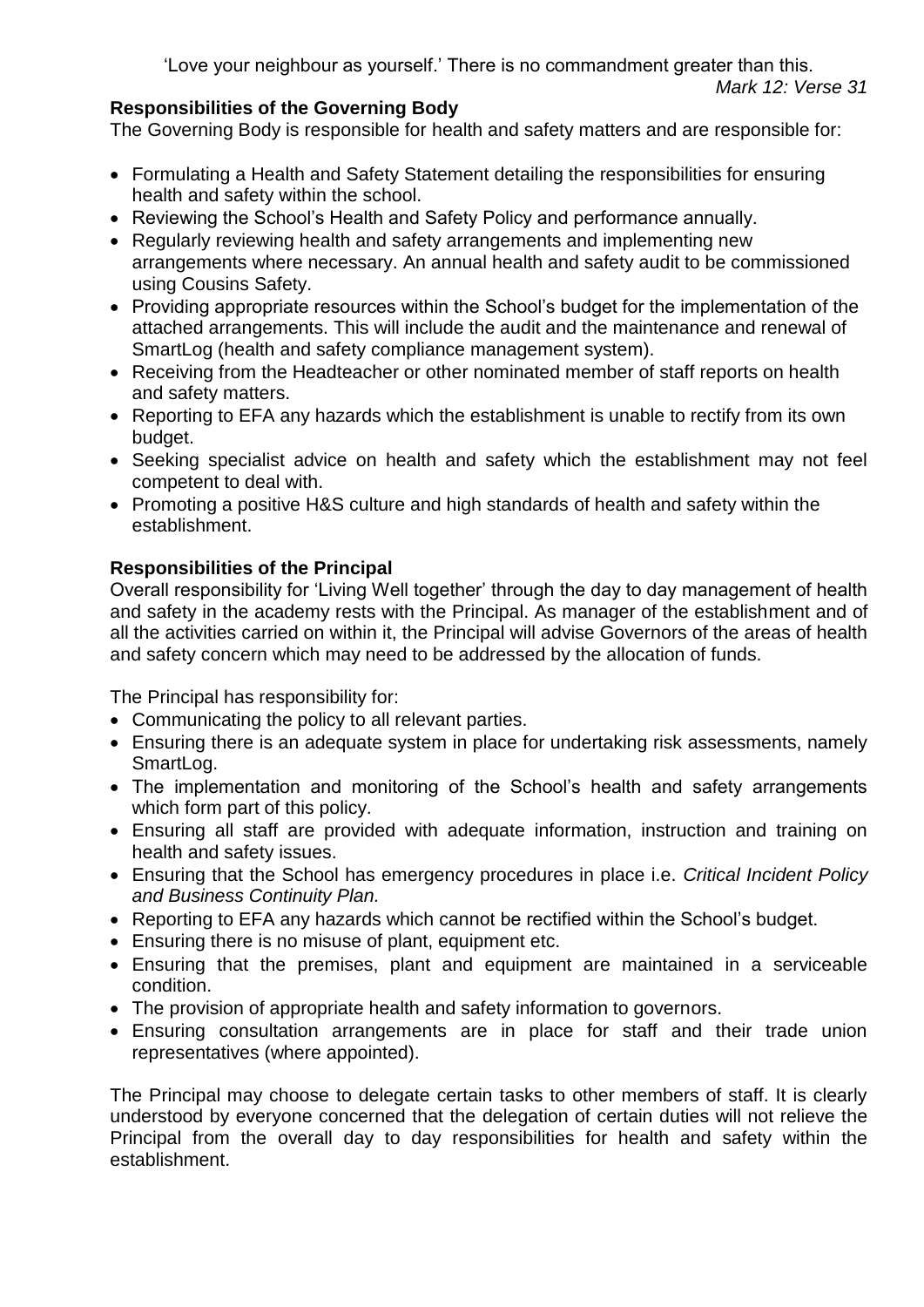'Love your neighbour as yourself.' There is no commandment greater than this.

*Mark 12: Verse 31*

### Responsibilities of the Governing Body

The Governing Body is responsible for health and safety matters and are responsible for:

- Formulating a Health and Safety Statement detailing the responsibilities for ensuring health and safety within the school.
- Reviewing the School's Health and Safety Policy and performance annually.
- Regularly reviewing health and safety arrangements and implementing new arrangements where necessary. An annual health and safety audit to be commissioned using Cousins Safety.
- Providing appropriate resources within the School's budget for the implementation of the attached arrangements. This will include the audit and the maintenance and renewal of SmartLog (health and safety compliance management system).
- Receiving from the Headteacher or other nominated member of staff reports on health and safety matters.
- Reporting to EFA any hazards which the establishment is unable to rectify from its own budget.
- Seeking specialist advice on health and safety which the establishment may not feel competent to deal with.
- Promoting a positive H&S culture and high standards of health and safety within the establishment.

### Responsibilities of the Principal

Overall responsibility for 'Living Well together' through the day to day management of health and safety in the academy rests with the Principal. As manager of the establishment and of all the activities carried on within it, the Principal will advise Governors of the areas of health and safety concern which may need to be addressed by the allocation of funds.

The Principal has responsibility for:

- Communicating the policy to all relevant parties.
- Ensuring there is an adequate system in place for undertaking risk assessments, namely SmartLog.
- The implementation and monitoring of the School's health and safety arrangements which form part of this policy.
- Ensuring all staff are provided with adequate information, instruction and training on health and safety issues.
- Ensuring that the School has emergency procedures in place i.e. *Critical Incident Policy and Business Continuity Plan.*
- Reporting to EFA any hazards which cannot be rectified within the School's budget.
- Ensuring there is no misuse of plant, equipment etc.
- Ensuring that the premises, plant and equipment are maintained in a serviceable condition.
- The provision of appropriate health and safety information to governors.
- Ensuring consultation arrangements are in place for staff and their trade union representatives (where appointed).

The Principal may choose to delegate certain tasks to other members of staff. It is clearly understood by everyone concerned that the delegation of certain duties will not relieve the Principal from the overall day to day responsibilities for health and safety within the establishment.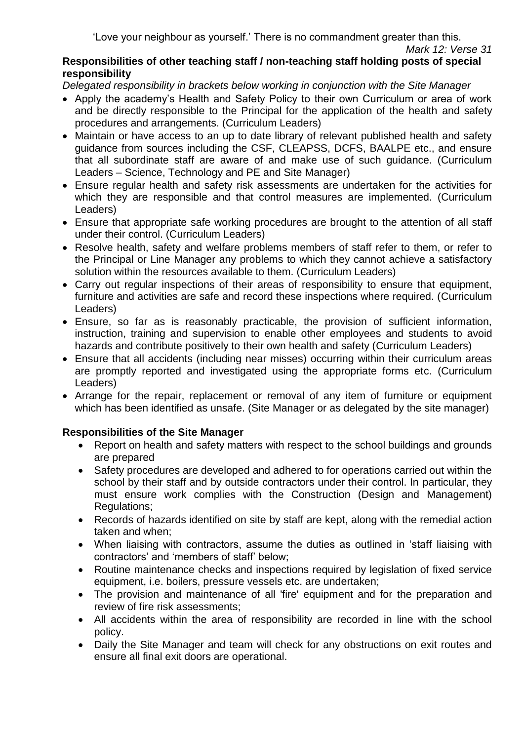'Love your neighbour as yourself.' There is no commandment greater than this.

*Mark 12: Verse 31*

**Responsibilities of other teaching staff / non-teaching staff holding posts of special responsibility**

*Delegated responsibility in brackets below working in conjunction with the Site Manager*

- Apply the academy's Health and Safety Policy to their own Curriculum or area of work and be directly responsible to the Principal for the application of the health and safety procedures and arrangements. (Curriculum Leaders)
- Maintain or have access to an up to date library of relevant published health and safety guidance from sources including the CSF, CLEAPSS, DCFS, BAALPE etc., and ensure that all subordinate staff are aware of and make use of such guidance. (Curriculum Leaders – Science, Technology and PE and Site Manager)
- Ensure regular health and safety risk assessments are undertaken for the activities for which they are responsible and that control measures are implemented. (Curriculum Leaders)
- Ensure that appropriate safe working procedures are brought to the attention of all staff under their control. (Curriculum Leaders)
- Resolve health, safety and welfare problems members of staff refer to them, or refer to the Principal or Line Manager any problems to which they cannot achieve a satisfactory solution within the resources available to them. (Curriculum Leaders)
- Carry out regular inspections of their areas of responsibility to ensure that equipment, furniture and activities are safe and record these inspections where required. (Curriculum Leaders)
- Ensure, so far as is reasonably practicable, the provision of sufficient information, instruction, training and supervision to enable other employees and students to avoid hazards and contribute positively to their own health and safety (Curriculum Leaders)
- Ensure that all accidents (including near misses) occurring within their curriculum areas are promptly reported and investigated using the appropriate forms etc. (Curriculum Leaders)
- Arrange for the repair, replacement or removal of any item of furniture or equipment which has been identified as unsafe. (Site Manager or as delegated by the site manager)

**Responsibilities of the Site Manager**

- Report on health and safety matters with respect to the school buildings and grounds are prepared
- Safety procedures are developed and adhered to for operations carried out within the school by their staff and by outside contractors under their control. In particular, they must ensure work complies with the Construction (Design and Management) Regulations;
- Records of hazards identified on site by staff are kept, along with the remedial action taken and when;
- When liaising with contractors, assume the duties as outlined in 'staff liaising with contractors' and 'members of staff' below;
- Routine maintenance checks and inspections required by legislation of fixed service equipment, i.e. boilers, pressure vessels etc. are undertaken;
- The provision and maintenance of all 'fire' equipment and for the preparation and review of fire risk assessments;
- All accidents within the area of responsibility are recorded in line with the school policy.
- Daily the Site Manager and team will check for any obstructions on exit routes and ensure all final exit doors are operational.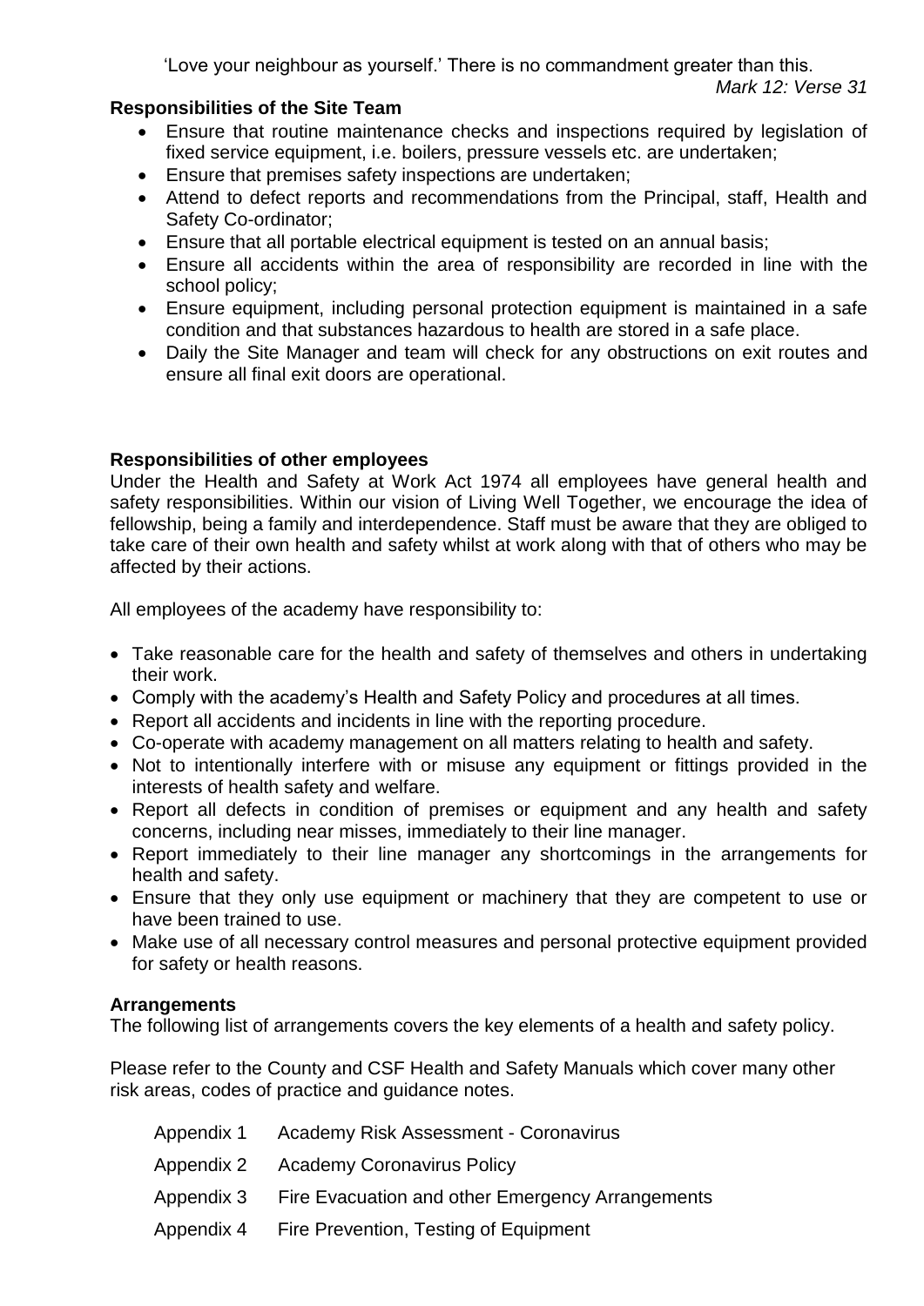'Love your neighbour as yourself.' There is no commandment greater than this.

*Mark 12: Verse 31*

**Responsibilities of the Site Team**

- Ensure that routine maintenance checks and inspections required by legislation of fixed service equipment, i.e. boilers, pressure vessels etc. are undertaken;
- Ensure that premises safety inspections are undertaken;
- Attend to defect reports and recommendations from the Principal, staff, Health and Safety Co-ordinator;
- Ensure that all portable electrical equipment is tested on an annual basis;
- Ensure all accidents within the area of responsibility are recorded in line with the school policy;
- Ensure equipment, including personal protection equipment is maintained in a safe condition and that substances hazardous to health are stored in a safe place.
- Daily the Site Manager and team will check for any obstructions on exit routes and ensure all final exit doors are operational.

**Responsibilities of other employees**

Under the Health and Safety at Work Act 1974 all employees have general health and safety responsibilities. Within our vision of Living Well Together, we encourage the idea of fellowship, being a family and interdependence. Staff must be aware that they are obliged to take care of their own health and safety whilst at work along with that of others who may be affected by their actions.

All employees of the academy have responsibility to:

- Take reasonable care for the health and safety of themselves and others in undertaking their work.
- Comply with the academy's Health and Safety Policy and procedures at all times.
- Report all accidents and incidents in line with the reporting procedure.
- Co-operate with academy management on all matters relating to health and safety.
- Not to intentionally interfere with or misuse any equipment or fittings provided in the interests of health safety and welfare.
- Report all defects in condition of premises or equipment and any health and safety concerns, including near misses, immediately to their line manager.
- Report immediately to their line manager any shortcomings in the arrangements for health and safety.
- Ensure that they only use equipment or machinery that they are competent to use or have been trained to use.
- Make use of all necessary control measures and personal protective equipment provided for safety or health reasons.

**Arrangements**

The following list of arrangements covers the key elements of a health and safety policy.

Please refer to the County and CSF Health and Safety Manuals which cover many other risk areas, codes of practice and guidance notes.

| | |
|---|---|
| Appendix 1 | Academy Risk Assessment - Coronavirus |
| Appendix 2 | Academy Coronavirus Policy |
| Appendix 3 | Fire Evacuation and other Emergency Arrangements |
| Appendix 4 | Fire Prevention, Testing of Equipment |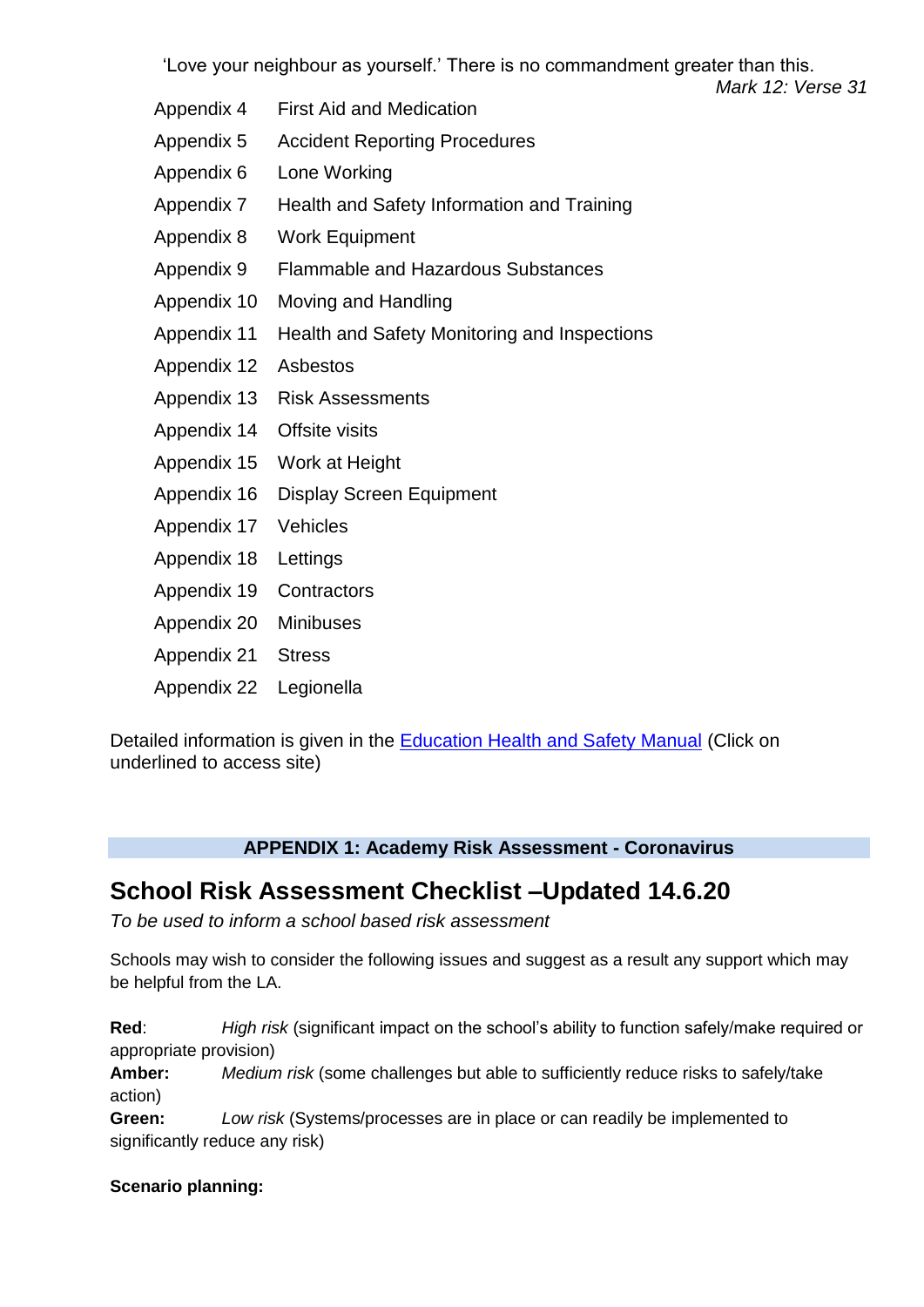'Love your neighbour as yourself.' There is no commandment greater than this.
*Mark 12: Verse 31*

| | |
|---|---|
| Appendix 4 | First Aid and Medication |
| Appendix 5 | Accident Reporting Procedures |
| Appendix 6 | Lone Working |
| Appendix 7 | Health and Safety Information and Training |
| Appendix 8 | Work Equipment |
| Appendix 9 | Flammable and Hazardous Substances |
| Appendix 10 | Moving and Handling |
| Appendix 11 | Health and Safety Monitoring and Inspections |
| Appendix 12 | Asbestos |
| Appendix 13 | Risk Assessments |
| Appendix 14 | Offsite visits |
| Appendix 15 | Work at Height |
| Appendix 16 | Display Screen Equipment |
| Appendix 17 | Vehicles |
| Appendix 18 | Lettings |
| Appendix 19 | Contractors |
| Appendix 20 | Minibuses |
| Appendix 21 | Stress |
| Appendix 22 | Legionella |

Detailed information is given in the Education Health and Safety Manual (Click on underlined to access site)

**APPENDIX 1: Academy Risk Assessment - Coronavirus**

## School Risk Assessment Checklist –Updated 14.6.20

*To be used to inform a school based risk assessment*

Schools may wish to consider the following issues and suggest as a result any support which may be helpful from the LA.

**Red**: *High risk* (significant impact on the school's ability to function safely/make required or appropriate provision)
**Amber:** *Medium risk* (some challenges but able to sufficiently reduce risks to safely/take action)
**Green:** *Low risk* (Systems/processes are in place or can readily be implemented to significantly reduce any risk)

**Scenario planning:**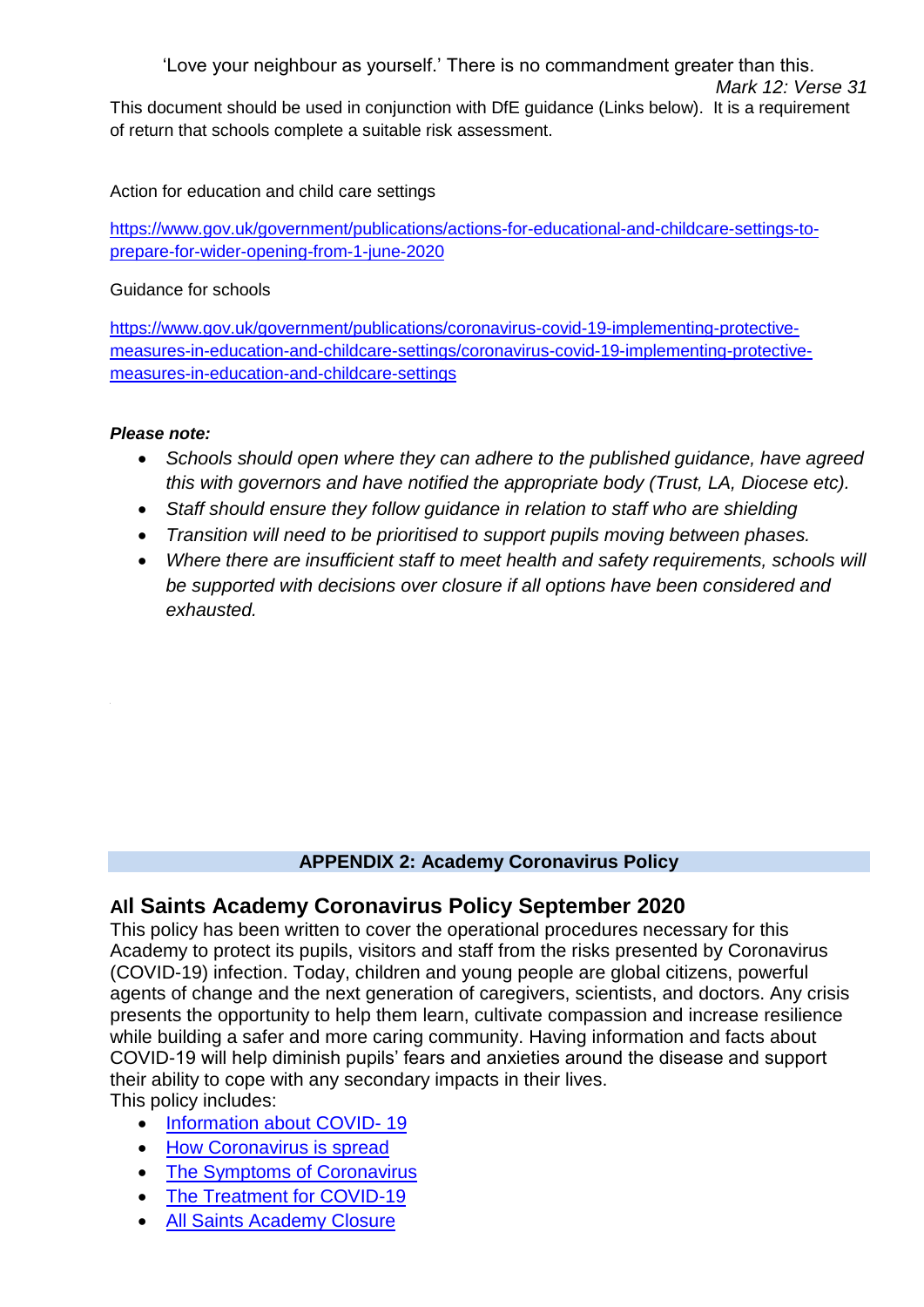'Love your neighbour as yourself.' There is no commandment greater than this.

*Mark 12: Verse 31*

This document should be used in conjunction with DfE guidance (Links below). It is a requirement of return that schools complete a suitable risk assessment.

Action for education and child care settings

[https://www.gov.uk/government/publications/actions-for-educational-and-childcare-settings-to-prepare-for-wider-opening-from-1-june-2020](https://www.gov.uk/government/publications/actions-for-educational-and-childcare-settings-to-prepare-for-wider-opening-from-1-june-2020)

Guidance for schools

[https://www.gov.uk/government/publications/coronavirus-covid-19-implementing-protective-measures-in-education-and-childcare-settings/coronavirus-covid-19-implementing-protective-measures-in-education-and-childcare-settings](https://www.gov.uk/government/publications/coronavirus-covid-19-implementing-protective-measures-in-education-and-childcare-settings/coronavirus-covid-19-implementing-protective-measures-in-education-and-childcare-settings)

***Please note:***

- *Schools should open where they can adhere to the published guidance, have agreed this with governors and have notified the appropriate body (Trust, LA, Diocese etc).*
- *Staff should ensure they follow guidance in relation to staff who are shielding*
- *Transition will need to be prioritised to support pupils moving between phases.*
- *Where there are insufficient staff to meet health and safety requirements, schools will be supported with decisions over closure if all options have been considered and exhausted.*

**APPENDIX 2: Academy Coronavirus Policy**

## All Saints Academy Coronavirus Policy September 2020

This policy has been written to cover the operational procedures necessary for this Academy to protect its pupils, visitors and staff from the risks presented by Coronavirus (COVID-19) infection. Today, children and young people are global citizens, powerful agents of change and the next generation of caregivers, scientists, and doctors. Any crisis presents the opportunity to help them learn, cultivate compassion and increase resilience while building a safer and more caring community. Having information and facts about COVID-19 will help diminish pupils' fears and anxieties around the disease and support their ability to cope with any secondary impacts in their lives.

This policy includes:

- Information about COVID- 19
- How Coronavirus is spread
- The Symptoms of Coronavirus
- The Treatment for COVID-19
- All Saints Academy Closure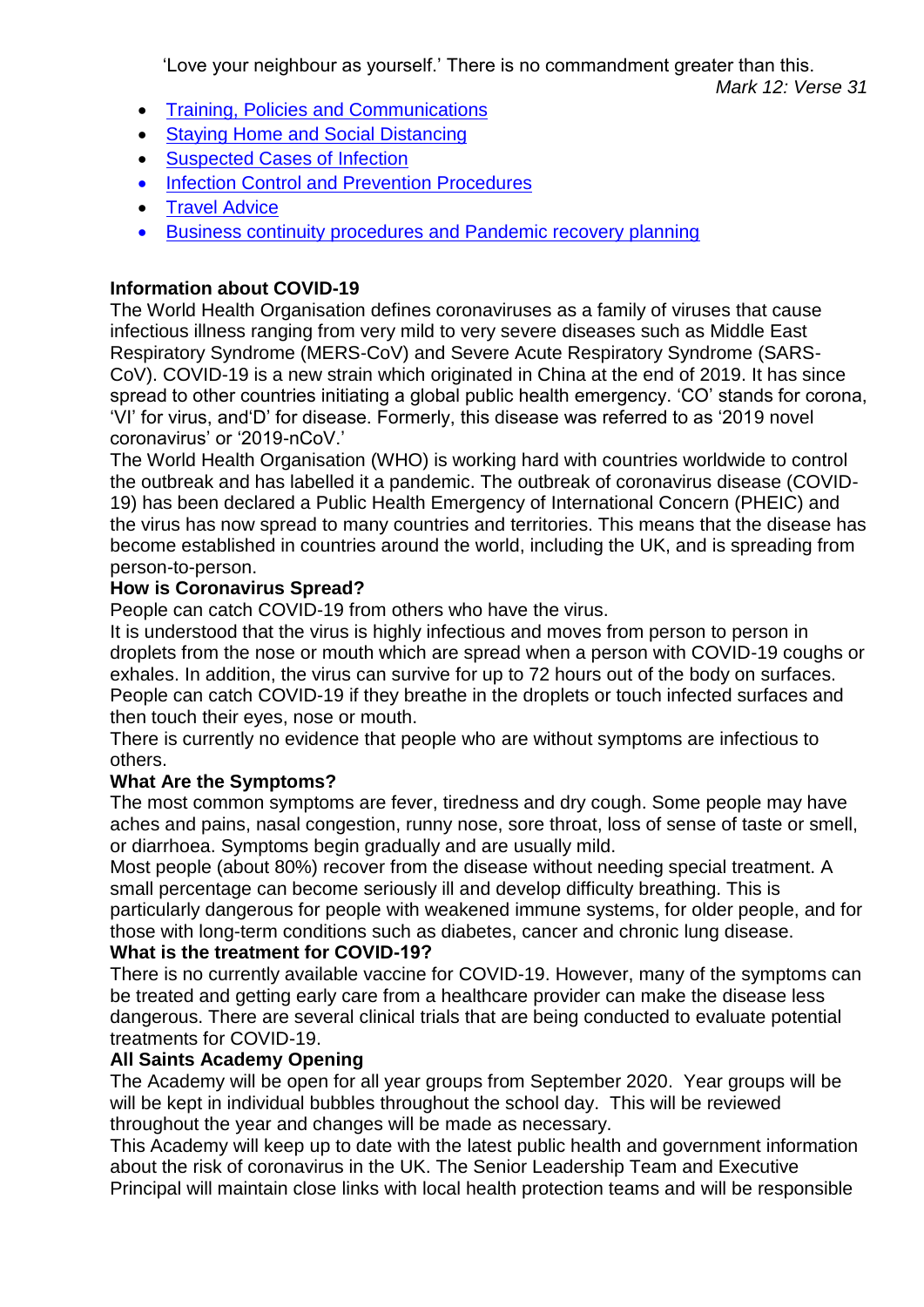'Love your neighbour as yourself.' There is no commandment greater than this.

*Mark 12: Verse 31*

- Training, Policies and Communications
- Staying Home and Social Distancing
- Suspected Cases of Infection
- Infection Control and Prevention Procedures
- Travel Advice
- Business continuity procedures and Pandemic recovery planning

**Information about COVID-19**

The World Health Organisation defines coronaviruses as a family of viruses that cause infectious illness ranging from very mild to very severe diseases such as Middle East Respiratory Syndrome (MERS-CoV) and Severe Acute Respiratory Syndrome (SARS-CoV). COVID-19 is a new strain which originated in China at the end of 2019. It has since spread to other countries initiating a global public health emergency. 'CO' stands for corona, 'VI' for virus, and'D' for disease. Formerly, this disease was referred to as '2019 novel coronavirus' or '2019-nCoV.'

The World Health Organisation (WHO) is working hard with countries worldwide to control the outbreak and has labelled it a pandemic. The outbreak of coronavirus disease (COVID-19) has been declared a Public Health Emergency of International Concern (PHEIC) and the virus has now spread to many countries and territories. This means that the disease has become established in countries around the world, including the UK, and is spreading from person-to-person.

**How is Coronavirus Spread?**

People can catch COVID-19 from others who have the virus.

It is understood that the virus is highly infectious and moves from person to person in droplets from the nose or mouth which are spread when a person with COVID-19 coughs or exhales. In addition, the virus can survive for up to 72 hours out of the body on surfaces. People can catch COVID-19 if they breathe in the droplets or touch infected surfaces and then touch their eyes, nose or mouth.

There is currently no evidence that people who are without symptoms are infectious to others.

**What Are the Symptoms?**

The most common symptoms are fever, tiredness and dry cough. Some people may have aches and pains, nasal congestion, runny nose, sore throat, loss of sense of taste or smell, or diarrhoea. Symptoms begin gradually and are usually mild.

Most people (about 80%) recover from the disease without needing special treatment. A small percentage can become seriously ill and develop difficulty breathing. This is particularly dangerous for people with weakened immune systems, for older people, and for those with long-term conditions such as diabetes, cancer and chronic lung disease.

**What is the treatment for COVID-19?**

There is no currently available vaccine for COVID-19. However, many of the symptoms can be treated and getting early care from a healthcare provider can make the disease less dangerous. There are several clinical trials that are being conducted to evaluate potential treatments for COVID-19.

**All Saints Academy Opening**

The Academy will be open for all year groups from September 2020. Year groups will be will be kept in individual bubbles throughout the school day. This will be reviewed throughout the year and changes will be made as necessary.

This Academy will keep up to date with the latest public health and government information about the risk of coronavirus in the UK. The Senior Leadership Team and Executive Principal will maintain close links with local health protection teams and will be responsible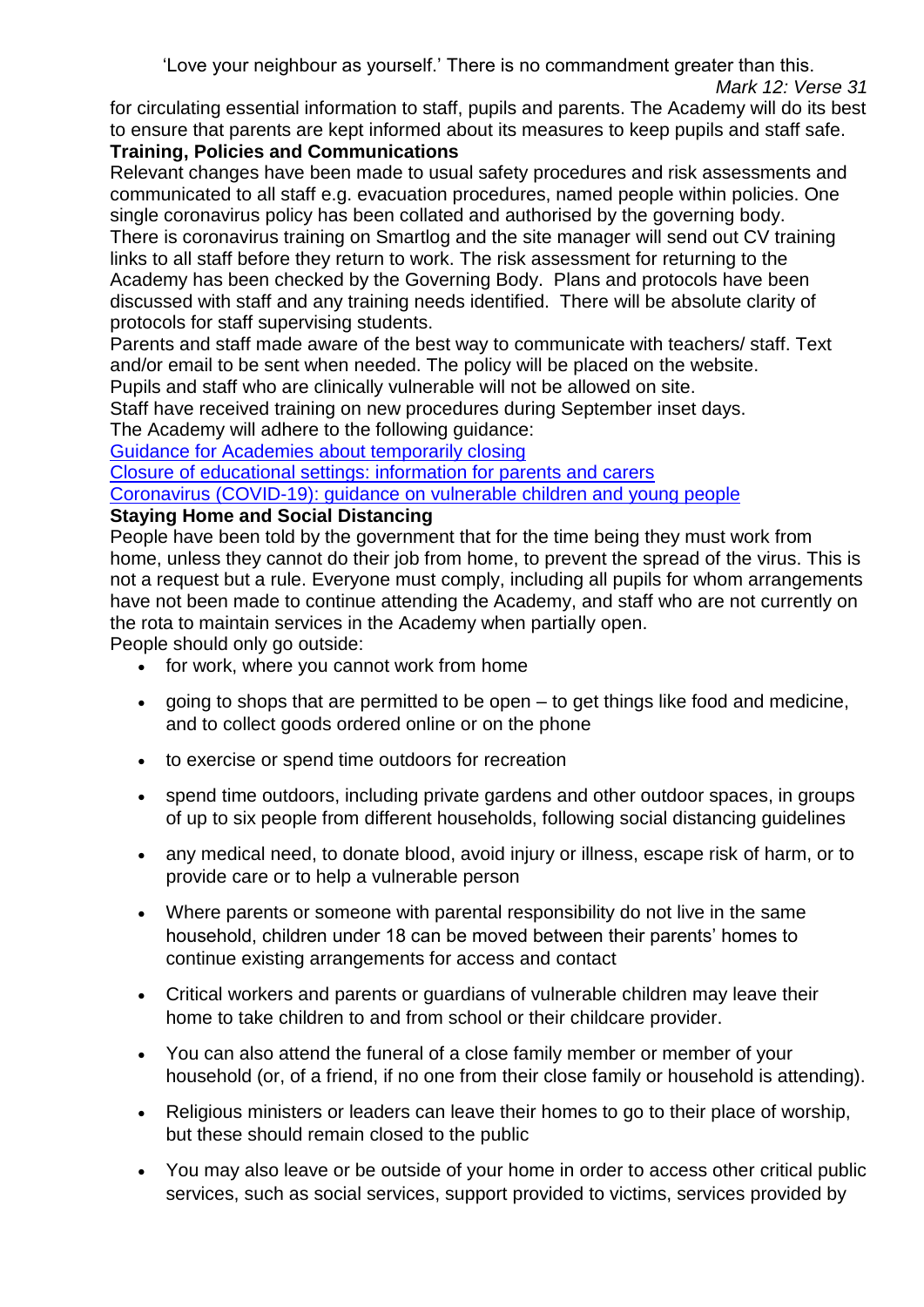for circulating essential information to staff, pupils and parents. The Academy will do its best to ensure that parents are kept informed about its measures to keep pupils and staff safe.

**Training, Policies and Communications**

Relevant changes have been made to usual safety procedures and risk assessments and communicated to all staff e.g. evacuation procedures, named people within policies. One single coronavirus policy has been collated and authorised by the governing body.

There is coronavirus training on Smartlog and the site manager will send out CV training links to all staff before they return to work. The risk assessment for returning to the Academy has been checked by the Governing Body. Plans and protocols have been discussed with staff and any training needs identified. There will be absolute clarity of protocols for staff supervising students.

Parents and staff made aware of the best way to communicate with teachers/ staff. Text and/or email to be sent when needed. The policy will be placed on the website.

Pupils and staff who are clinically vulnerable will not be allowed on site.

Staff have received training on new procedures during September inset days.

The Academy will adhere to the following guidance:

[Guidance for Academies about temporarily closing](#)

[Closure of educational settings: information for parents and carers](#)

[Coronavirus (COVID-19): guidance on vulnerable children and young people](#)

**Staying Home and Social Distancing**

People have been told by the government that for the time being they must work from home, unless they cannot do their job from home, to prevent the spread of the virus. This is not a request but a rule. Everyone must comply, including all pupils for whom arrangements have not been made to continue attending the Academy, and staff who are not currently on the rota to maintain services in the Academy when partially open.

People should only go outside:

- for work, where you cannot work from home
- going to shops that are permitted to be open – to get things like food and medicine, and to collect goods ordered online or on the phone
- to exercise or spend time outdoors for recreation
- spend time outdoors, including private gardens and other outdoor spaces, in groups of up to six people from different households, following social distancing guidelines
- any medical need, to donate blood, avoid injury or illness, escape risk of harm, or to provide care or to help a vulnerable person
- Where parents or someone with parental responsibility do not live in the same household, children under 18 can be moved between their parents' homes to continue existing arrangements for access and contact
- Critical workers and parents or guardians of vulnerable children may leave their home to take children to and from school or their childcare provider.
- You can also attend the funeral of a close family member or member of your household (or, of a friend, if no one from their close family or household is attending).
- Religious ministers or leaders can leave their homes to go to their place of worship, but these should remain closed to the public
- You may also leave or be outside of your home in order to access other critical public services, such as social services, support provided to victims, services provided by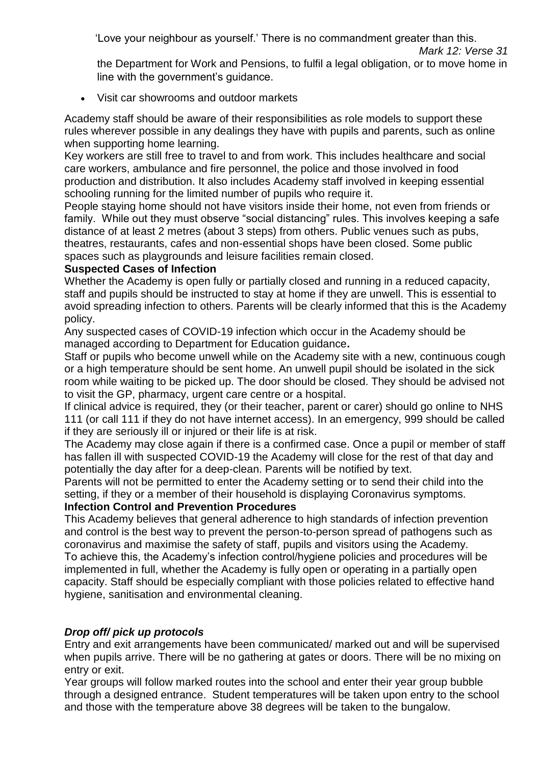the Department for Work and Pensions, to fulfil a legal obligation, or to move home in line with the government's guidance.

- Visit car showrooms and outdoor markets

Academy staff should be aware of their responsibilities as role models to support these rules wherever possible in any dealings they have with pupils and parents, such as online when supporting home learning.

Key workers are still free to travel to and from work. This includes healthcare and social care workers, ambulance and fire personnel, the police and those involved in food production and distribution. It also includes Academy staff involved in keeping essential schooling running for the limited number of pupils who require it.

People staying home should not have visitors inside their home, not even from friends or family. While out they must observe "social distancing" rules. This involves keeping a safe distance of at least 2 metres (about 3 steps) from others. Public venues such as pubs, theatres, restaurants, cafes and non-essential shops have been closed. Some public spaces such as playgrounds and leisure facilities remain closed.

**Suspected Cases of Infection**

Whether the Academy is open fully or partially closed and running in a reduced capacity, staff and pupils should be instructed to stay at home if they are unwell. This is essential to avoid spreading infection to others. Parents will be clearly informed that this is the Academy policy.

Any suspected cases of COVID-19 infection which occur in the Academy should be managed according to Department for Education guidance**.**

Staff or pupils who become unwell while on the Academy site with a new, continuous cough or a high temperature should be sent home. An unwell pupil should be isolated in the sick room while waiting to be picked up. The door should be closed. They should be advised not to visit the GP, pharmacy, urgent care centre or a hospital.

If clinical advice is required, they (or their teacher, parent or carer) should go online to NHS 111 (or call 111 if they do not have internet access). In an emergency, 999 should be called if they are seriously ill or injured or their life is at risk.

The Academy may close again if there is a confirmed case. Once a pupil or member of staff has fallen ill with suspected COVID-19 the Academy will close for the rest of that day and potentially the day after for a deep-clean. Parents will be notified by text.

Parents will not be permitted to enter the Academy setting or to send their child into the setting, if they or a member of their household is displaying Coronavirus symptoms.

**Infection Control and Prevention Procedures**

This Academy believes that general adherence to high standards of infection prevention and control is the best way to prevent the person-to-person spread of pathogens such as coronavirus and maximise the safety of staff, pupils and visitors using the Academy.

To achieve this, the Academy's infection control/hygiene policies and procedures will be implemented in full, whether the Academy is fully open or operating in a partially open capacity. Staff should be especially compliant with those policies related to effective hand hygiene, sanitisation and environmental cleaning.

***Drop off/ pick up protocols***

Entry and exit arrangements have been communicated/ marked out and will be supervised when pupils arrive. There will be no gathering at gates or doors. There will be no mixing on entry or exit.

Year groups will follow marked routes into the school and enter their year group bubble through a designed entrance. Student temperatures will be taken upon entry to the school and those with the temperature above 38 degrees will be taken to the bungalow.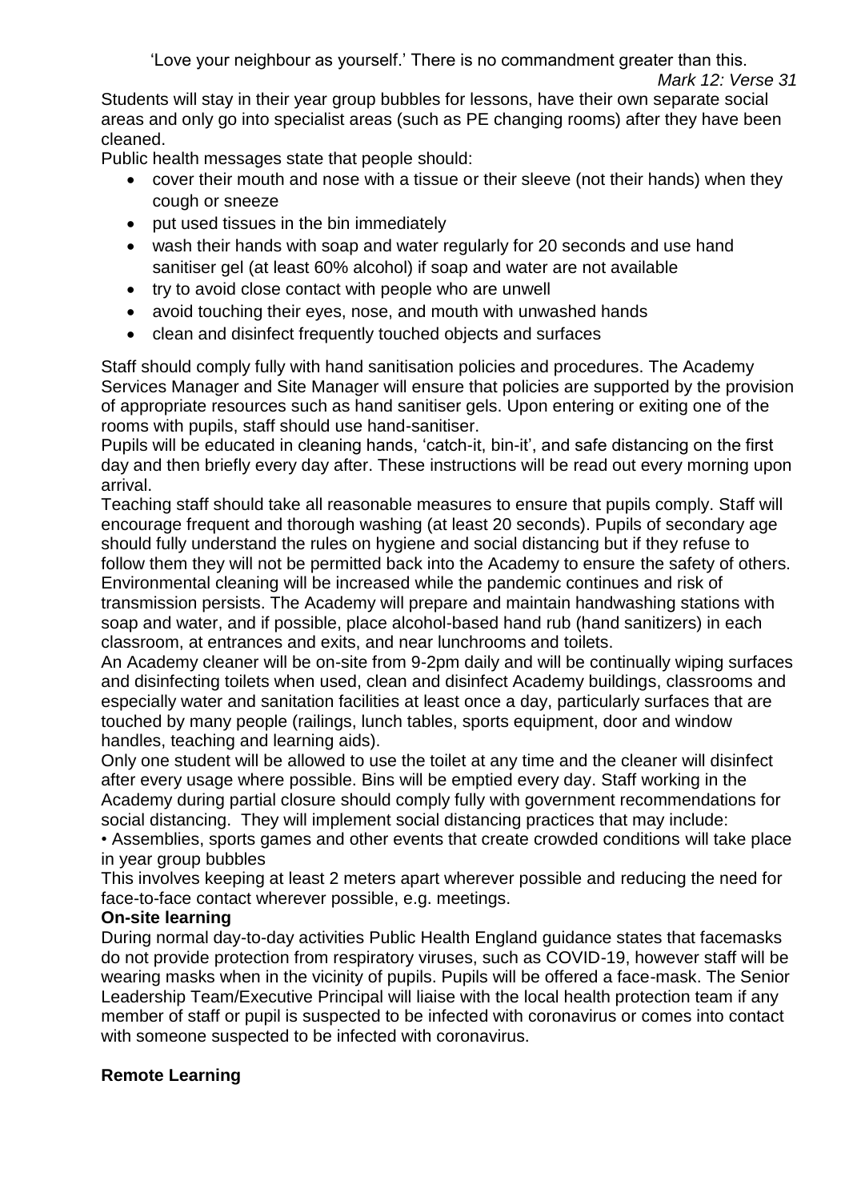'Love your neighbour as yourself.' There is no commandment greater than this.

*Mark 12: Verse 31*

Students will stay in their year group bubbles for lessons, have their own separate social areas and only go into specialist areas (such as PE changing rooms) after they have been cleaned.

Public health messages state that people should:

- cover their mouth and nose with a tissue or their sleeve (not their hands) when they cough or sneeze
- put used tissues in the bin immediately
- wash their hands with soap and water regularly for 20 seconds and use hand sanitiser gel (at least 60% alcohol) if soap and water are not available
- try to avoid close contact with people who are unwell
- avoid touching their eyes, nose, and mouth with unwashed hands
- clean and disinfect frequently touched objects and surfaces

Staff should comply fully with hand sanitisation policies and procedures. The Academy Services Manager and Site Manager will ensure that policies are supported by the provision of appropriate resources such as hand sanitiser gels. Upon entering or exiting one of the rooms with pupils, staff should use hand-sanitiser.

Pupils will be educated in cleaning hands, 'catch-it, bin-it', and safe distancing on the first day and then briefly every day after. These instructions will be read out every morning upon arrival.

Teaching staff should take all reasonable measures to ensure that pupils comply. Staff will encourage frequent and thorough washing (at least 20 seconds). Pupils of secondary age should fully understand the rules on hygiene and social distancing but if they refuse to follow them they will not be permitted back into the Academy to ensure the safety of others. Environmental cleaning will be increased while the pandemic continues and risk of transmission persists. The Academy will prepare and maintain handwashing stations with soap and water, and if possible, place alcohol-based hand rub (hand sanitizers) in each classroom, at entrances and exits, and near lunchrooms and toilets.

An Academy cleaner will be on-site from 9-2pm daily and will be continually wiping surfaces and disinfecting toilets when used, clean and disinfect Academy buildings, classrooms and especially water and sanitation facilities at least once a day, particularly surfaces that are touched by many people (railings, lunch tables, sports equipment, door and window handles, teaching and learning aids).

Only one student will be allowed to use the toilet at any time and the cleaner will disinfect after every usage where possible. Bins will be emptied every day. Staff working in the Academy during partial closure should comply fully with government recommendations for social distancing. They will implement social distancing practices that may include:

• Assemblies, sports games and other events that create crowded conditions will take place in year group bubbles

This involves keeping at least 2 meters apart wherever possible and reducing the need for face-to-face contact wherever possible, e.g. meetings.

**On-site learning**

During normal day-to-day activities Public Health England guidance states that facemasks do not provide protection from respiratory viruses, such as COVID-19, however staff will be wearing masks when in the vicinity of pupils. Pupils will be offered a face-mask. The Senior Leadership Team/Executive Principal will liaise with the local health protection team if any member of staff or pupil is suspected to be infected with coronavirus or comes into contact with someone suspected to be infected with coronavirus.

**Remote Learning**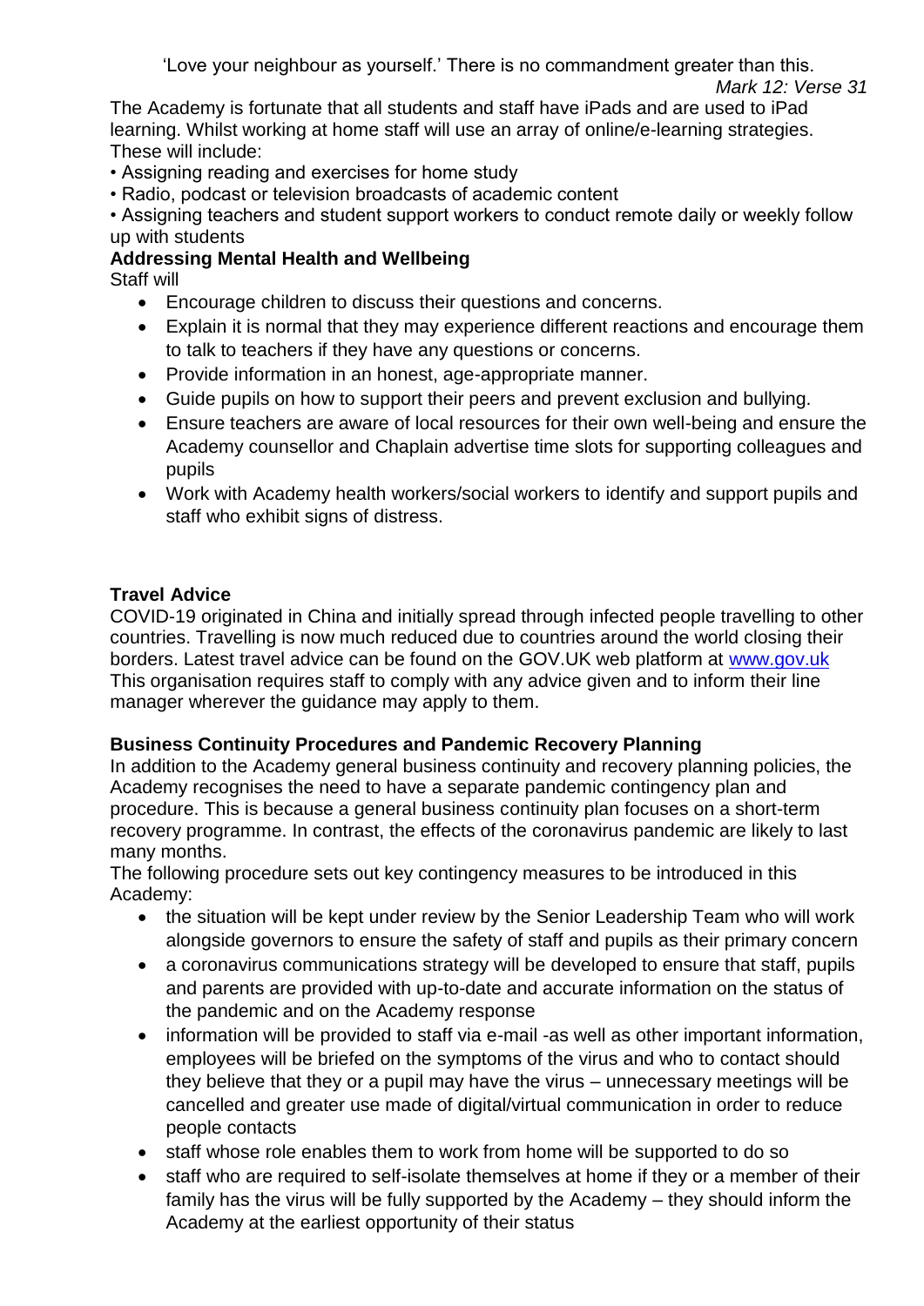'Love your neighbour as yourself.' There is no commandment greater than this.

*Mark 12: Verse 31*

The Academy is fortunate that all students and staff have iPads and are used to iPad learning. Whilst working at home staff will use an array of online/e-learning strategies. These will include:

- Assigning reading and exercises for home study
- Radio, podcast or television broadcasts of academic content
- Assigning teachers and student support workers to conduct remote daily or weekly follow up with students

**Addressing Mental Health and Wellbeing**

Staff will

- Encourage children to discuss their questions and concerns.
- Explain it is normal that they may experience different reactions and encourage them to talk to teachers if they have any questions or concerns.
- Provide information in an honest, age-appropriate manner.
- Guide pupils on how to support their peers and prevent exclusion and bullying.
- Ensure teachers are aware of local resources for their own well-being and ensure the Academy counsellor and Chaplain advertise time slots for supporting colleagues and pupils
- Work with Academy health workers/social workers to identify and support pupils and staff who exhibit signs of distress.

**Travel Advice**

COVID-19 originated in China and initially spread through infected people travelling to other countries. Travelling is now much reduced due to countries around the world closing their borders. Latest travel advice can be found on the GOV.UK web platform at [www.gov.uk](http://www.gov.uk)
This organisation requires staff to comply with any advice given and to inform their line manager wherever the guidance may apply to them.

**Business Continuity Procedures and Pandemic Recovery Planning**

In addition to the Academy general business continuity and recovery planning policies, the Academy recognises the need to have a separate pandemic contingency plan and procedure. This is because a general business continuity plan focuses on a short-term recovery programme. In contrast, the effects of the coronavirus pandemic are likely to last many months.

The following procedure sets out key contingency measures to be introduced in this Academy:

- the situation will be kept under review by the Senior Leadership Team who will work alongside governors to ensure the safety of staff and pupils as their primary concern
- a coronavirus communications strategy will be developed to ensure that staff, pupils and parents are provided with up-to-date and accurate information on the status of the pandemic and on the Academy response
- information will be provided to staff via e-mail -as well as other important information, employees will be briefed on the symptoms of the virus and who to contact should they believe that they or a pupil may have the virus – unnecessary meetings will be cancelled and greater use made of digital/virtual communication in order to reduce people contacts
- staff whose role enables them to work from home will be supported to do so
- staff who are required to self-isolate themselves at home if they or a member of their family has the virus will be fully supported by the Academy – they should inform the Academy at the earliest opportunity of their status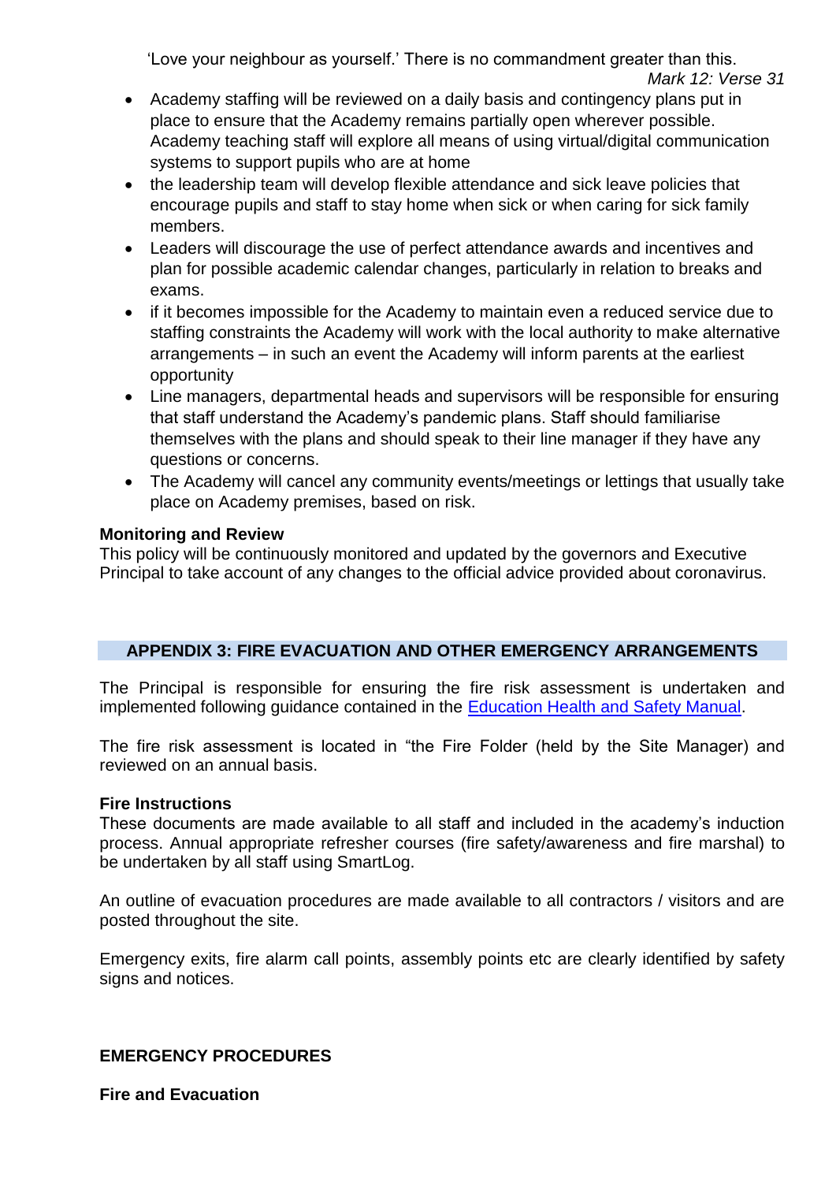'Love your neighbour as yourself.' There is no commandment greater than this.
*Mark 12: Verse 31*

- Academy staffing will be reviewed on a daily basis and contingency plans put in place to ensure that the Academy remains partially open wherever possible. Academy teaching staff will explore all means of using virtual/digital communication systems to support pupils who are at home
- the leadership team will develop flexible attendance and sick leave policies that encourage pupils and staff to stay home when sick or when caring for sick family members.
- Leaders will discourage the use of perfect attendance awards and incentives and plan for possible academic calendar changes, particularly in relation to breaks and exams.
- if it becomes impossible for the Academy to maintain even a reduced service due to staffing constraints the Academy will work with the local authority to make alternative arrangements – in such an event the Academy will inform parents at the earliest opportunity
- Line managers, departmental heads and supervisors will be responsible for ensuring that staff understand the Academy's pandemic plans. Staff should familiarise themselves with the plans and should speak to their line manager if they have any questions or concerns.
- The Academy will cancel any community events/meetings or lettings that usually take place on Academy premises, based on risk.

**Monitoring and Review**
This policy will be continuously monitored and updated by the governors and Executive Principal to take account of any changes to the official advice provided about coronavirus.

## APPENDIX 3: FIRE EVACUATION AND OTHER EMERGENCY ARRANGEMENTS

The Principal is responsible for ensuring the fire risk assessment is undertaken and implemented following guidance contained in the Education Health and Safety Manual.

The fire risk assessment is located in "the Fire Folder (held by the Site Manager) and reviewed on an annual basis.

**Fire Instructions**
These documents are made available to all staff and included in the academy's induction process. Annual appropriate refresher courses (fire safety/awareness and fire marshal) to be undertaken by all staff using SmartLog.

An outline of evacuation procedures are made available to all contractors / visitors and are posted throughout the site.

Emergency exits, fire alarm call points, assembly points etc are clearly identified by safety signs and notices.

**EMERGENCY PROCEDURES**

**Fire and Evacuation**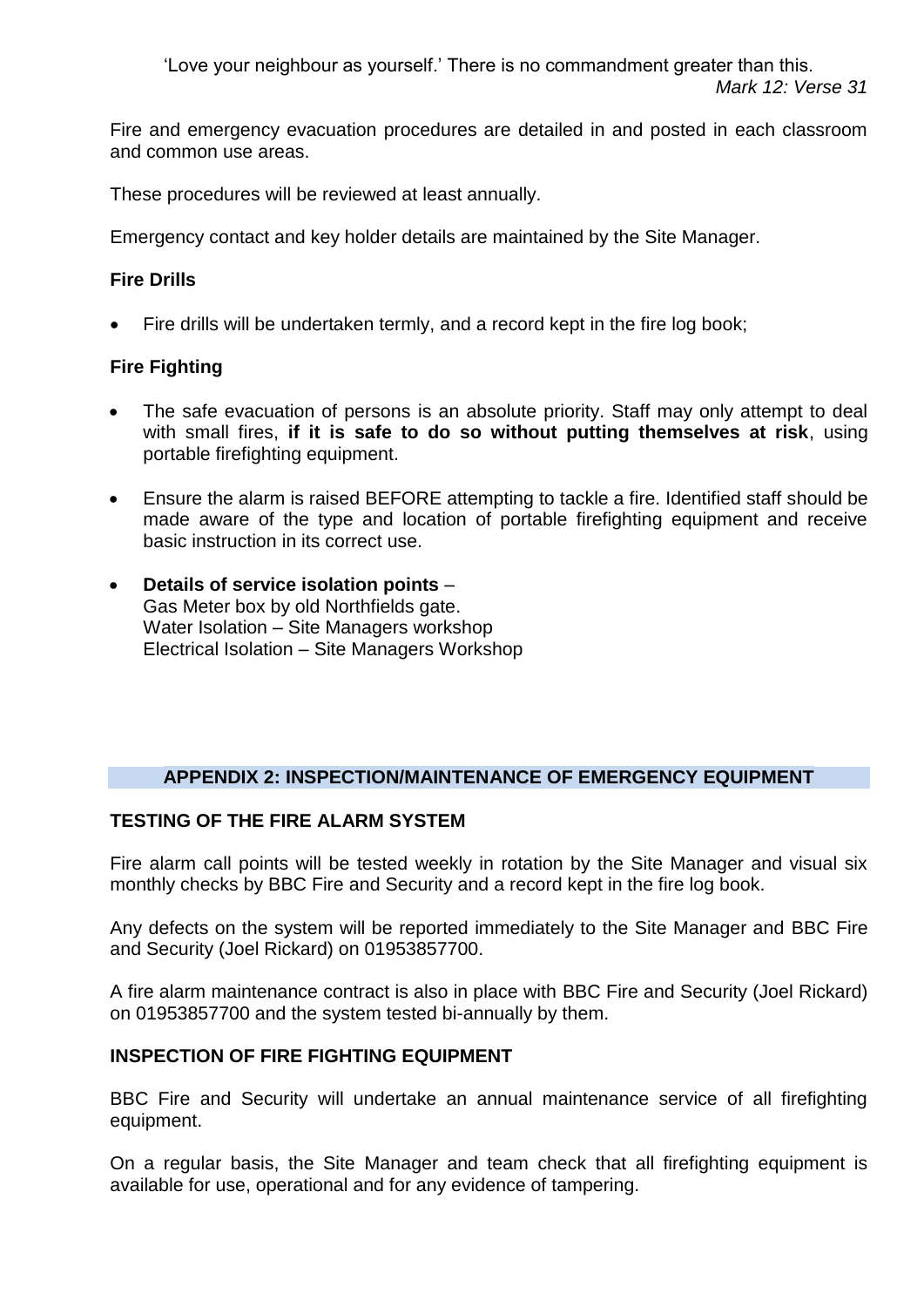'Love your neighbour as yourself.' There is no commandment greater than this.
*Mark 12: Verse 31*

Fire and emergency evacuation procedures are detailed in and posted in each classroom and common use areas.

These procedures will be reviewed at least annually.

Emergency contact and key holder details are maintained by the Site Manager.

**Fire Drills**

- Fire drills will be undertaken termly, and a record kept in the fire log book;

**Fire Fighting**

- The safe evacuation of persons is an absolute priority. Staff may only attempt to deal with small fires, **if it is safe to do so without putting themselves at risk**, using portable firefighting equipment.
- Ensure the alarm is raised BEFORE attempting to tackle a fire. Identified staff should be made aware of the type and location of portable firefighting equipment and receive basic instruction in its correct use.
- **Details of service isolation points** –
  Gas Meter box by old Northfields gate.
  Water Isolation – Site Managers workshop
  Electrical Isolation – Site Managers Workshop

## APPENDIX 2: INSPECTION/MAINTENANCE OF EMERGENCY EQUIPMENT

**TESTING OF THE FIRE ALARM SYSTEM**

Fire alarm call points will be tested weekly in rotation by the Site Manager and visual six monthly checks by BBC Fire and Security and a record kept in the fire log book.

Any defects on the system will be reported immediately to the Site Manager and BBC Fire and Security (Joel Rickard) on 01953857700.

A fire alarm maintenance contract is also in place with BBC Fire and Security (Joel Rickard) on 01953857700 and the system tested bi-annually by them.

**INSPECTION OF FIRE FIGHTING EQUIPMENT**

BBC Fire and Security will undertake an annual maintenance service of all firefighting equipment.

On a regular basis, the Site Manager and team check that all firefighting equipment is available for use, operational and for any evidence of tampering.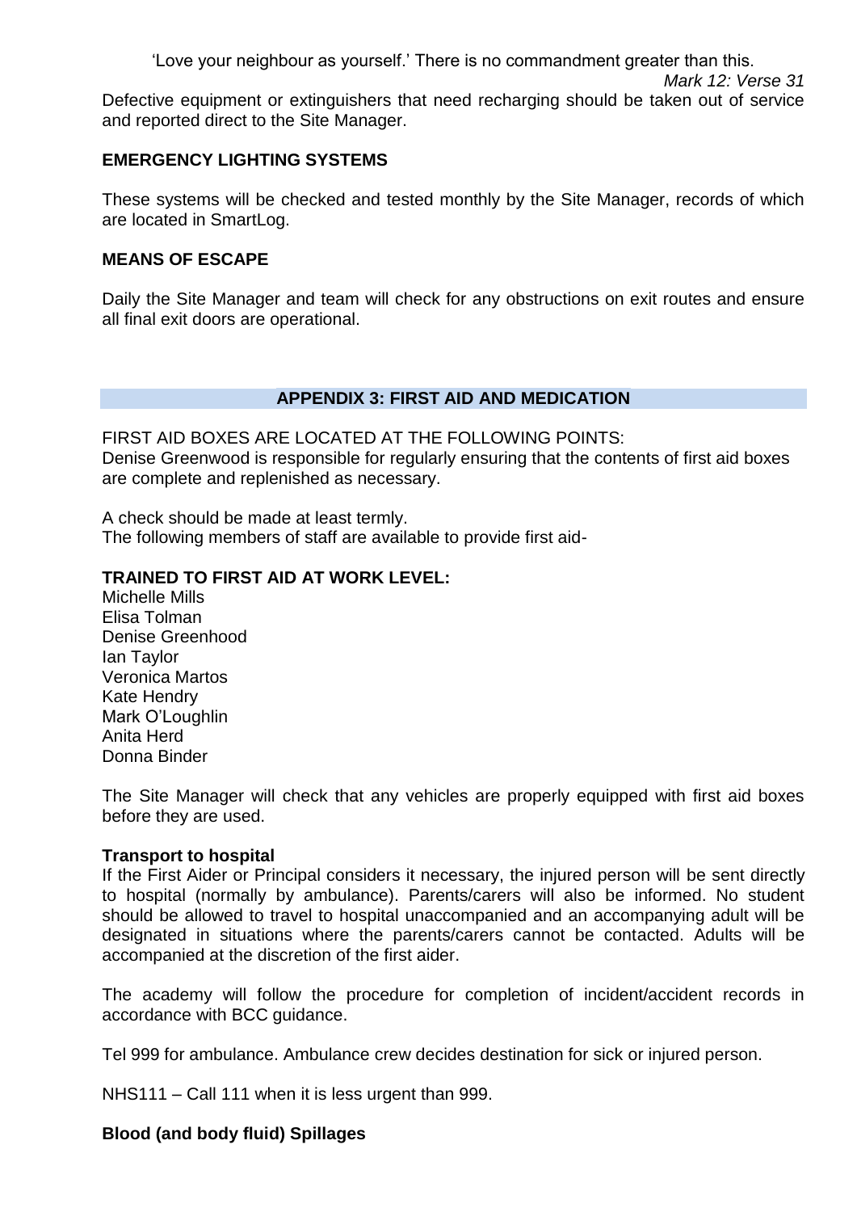Defective equipment or extinguishers that need recharging should be taken out of service and reported direct to the Site Manager.

**EMERGENCY LIGHTING SYSTEMS**

These systems will be checked and tested monthly by the Site Manager, records of which are located in SmartLog.

**MEANS OF ESCAPE**

Daily the Site Manager and team will check for any obstructions on exit routes and ensure all final exit doors are operational.

## APPENDIX 3: FIRST AID AND MEDICATION

FIRST AID BOXES ARE LOCATED AT THE FOLLOWING POINTS:
Denise Greenwood is responsible for regularly ensuring that the contents of first aid boxes are complete and replenished as necessary.

A check should be made at least termly.
The following members of staff are available to provide first aid-

**TRAINED TO FIRST AID AT WORK LEVEL:**

Michelle Mills
Elisa Tolman
Denise Greenhood
Ian Taylor
Veronica Martos
Kate Hendry
Mark O'Loughlin
Anita Herd
Donna Binder

The Site Manager will check that any vehicles are properly equipped with first aid boxes before they are used.

**Transport to hospital**

If the First Aider or Principal considers it necessary, the injured person will be sent directly to hospital (normally by ambulance). Parents/carers will also be informed. No student should be allowed to travel to hospital unaccompanied and an accompanying adult will be designated in situations where the parents/carers cannot be contacted. Adults will be accompanied at the discretion of the first aider.

The academy will follow the procedure for completion of incident/accident records in accordance with BCC guidance.

Tel 999 for ambulance. Ambulance crew decides destination for sick or injured person.

NHS111 – Call 111 when it is less urgent than 999.

**Blood (and body fluid) Spillages**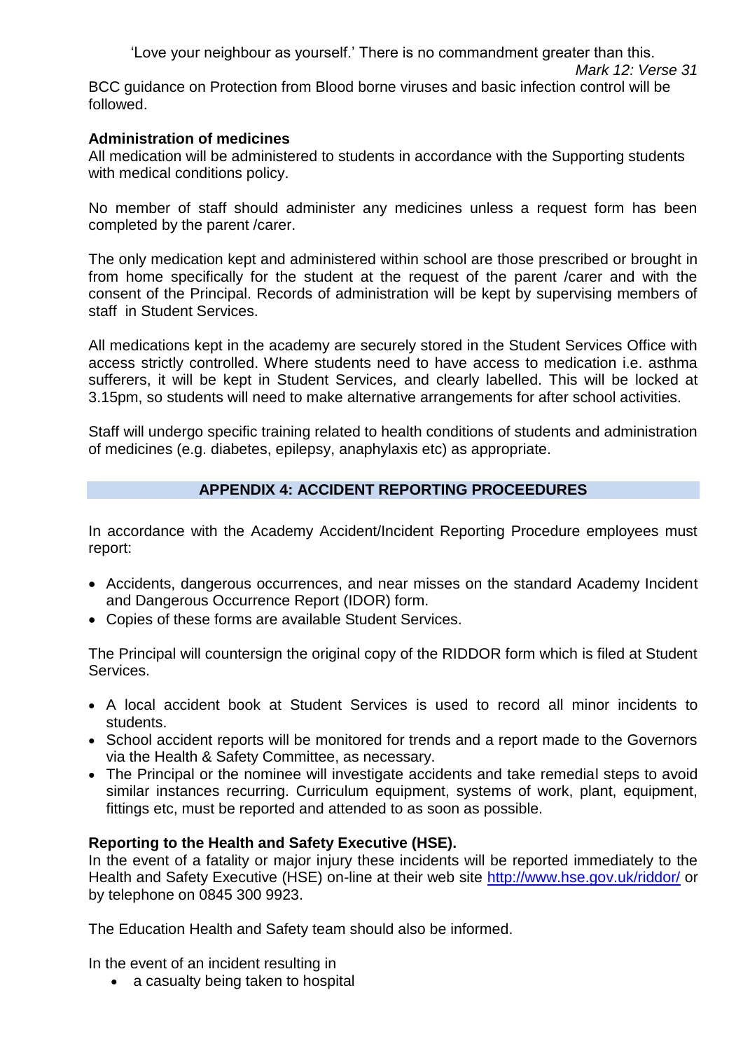'Love your neighbour as yourself.' There is no commandment greater than this.

*Mark 12: Verse 31*

BCC guidance on Protection from Blood borne viruses and basic infection control will be followed.

**Administration of medicines**

All medication will be administered to students in accordance with the Supporting students with medical conditions policy.

No member of staff should administer any medicines unless a request form has been completed by the parent /carer.

The only medication kept and administered within school are those prescribed or brought in from home specifically for the student at the request of the parent /carer and with the consent of the Principal. Records of administration will be kept by supervising members of staff in Student Services.

All medications kept in the academy are securely stored in the Student Services Office with access strictly controlled. Where students need to have access to medication i.e. asthma sufferers, it will be kept in Student Services, and clearly labelled. This will be locked at 3.15pm, so students will need to make alternative arrangements for after school activities.

Staff will undergo specific training related to health conditions of students and administration of medicines (e.g. diabetes, epilepsy, anaphylaxis etc) as appropriate.

## APPENDIX 4: ACCIDENT REPORTING PROCEEDURES

In accordance with the Academy Accident/Incident Reporting Procedure employees must report:

- Accidents, dangerous occurrences, and near misses on the standard Academy Incident and Dangerous Occurrence Report (IDOR) form.
- Copies of these forms are available Student Services.

The Principal will countersign the original copy of the RIDDOR form which is filed at Student Services.

- A local accident book at Student Services is used to record all minor incidents to students.
- School accident reports will be monitored for trends and a report made to the Governors via the Health & Safety Committee, as necessary.
- The Principal or the nominee will investigate accidents and take remedial steps to avoid similar instances recurring. Curriculum equipment, systems of work, plant, equipment, fittings etc, must be reported and attended to as soon as possible.

**Reporting to the Health and Safety Executive (HSE).**

In the event of a fatality or major injury these incidents will be reported immediately to the Health and Safety Executive (HSE) on-line at their web site http://www.hse.gov.uk/riddor/ or by telephone on 0845 300 9923.

The Education Health and Safety team should also be informed.

In the event of an incident resulting in

- a casualty being taken to hospital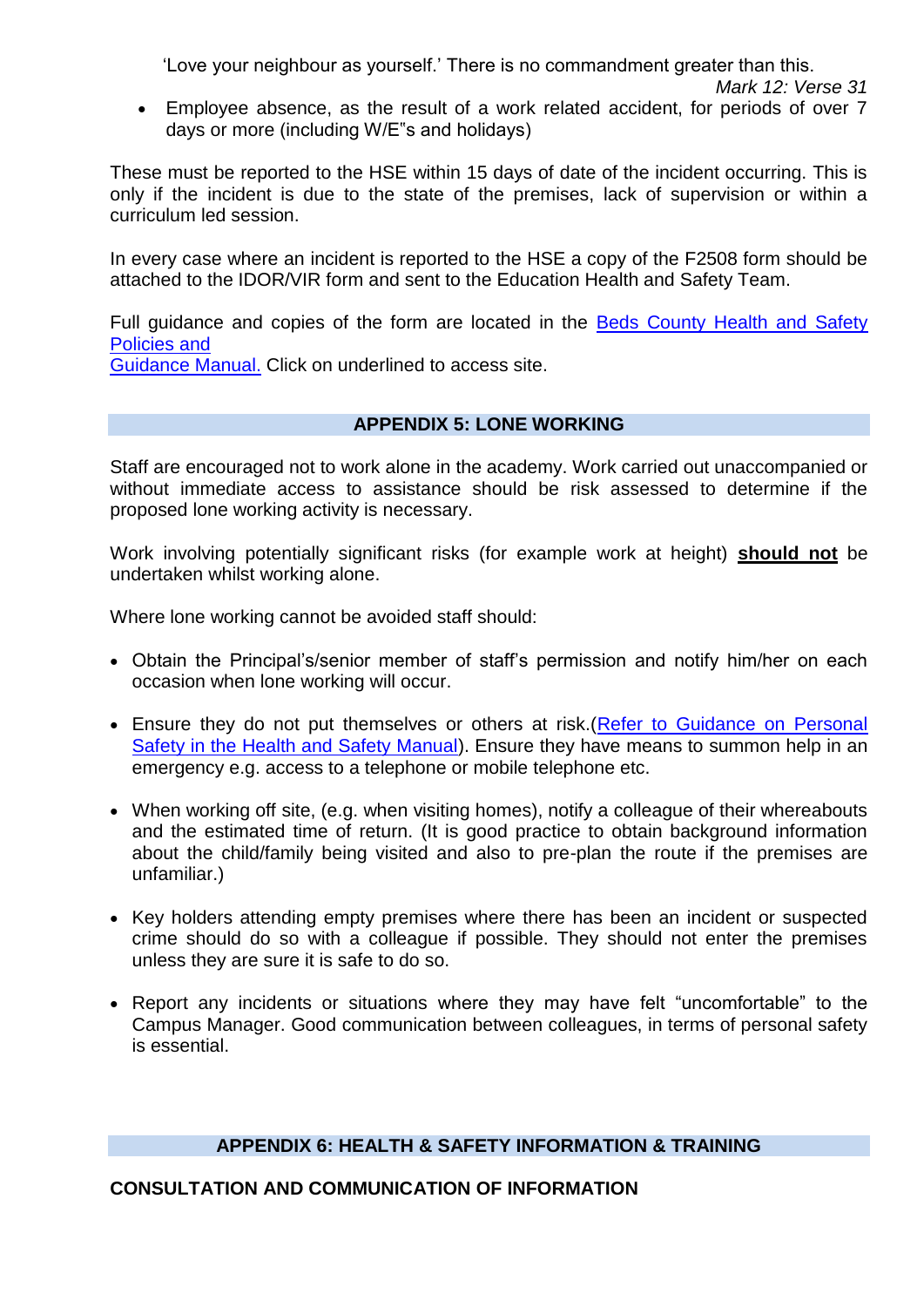'Love your neighbour as yourself.' There is no commandment greater than this.

*Mark 12: Verse 31*

- Employee absence, as the result of a work related accident, for periods of over 7 days or more (including W/E"s and holidays)

These must be reported to the HSE within 15 days of date of the incident occurring. This is only if the incident is due to the state of the premises, lack of supervision or within a curriculum led session.

In every case where an incident is reported to the HSE a copy of the F2508 form should be attached to the IDOR/VIR form and sent to the Education Health and Safety Team.

Full guidance and copies of the form are located in the Beds County Health and Safety Policies and Guidance Manual. Click on underlined to access site.

## APPENDIX 5: LONE WORKING

Staff are encouraged not to work alone in the academy. Work carried out unaccompanied or without immediate access to assistance should be risk assessed to determine if the proposed lone working activity is necessary.

Work involving potentially significant risks (for example work at height) **should not** be undertaken whilst working alone.

Where lone working cannot be avoided staff should:

- Obtain the Principal's/senior member of staff's permission and notify him/her on each occasion when lone working will occur.
- Ensure they do not put themselves or others at risk.(Refer to Guidance on Personal Safety in the Health and Safety Manual). Ensure they have means to summon help in an emergency e.g. access to a telephone or mobile telephone etc.
- When working off site, (e.g. when visiting homes), notify a colleague of their whereabouts and the estimated time of return. (It is good practice to obtain background information about the child/family being visited and also to pre-plan the route if the premises are unfamiliar.)
- Key holders attending empty premises where there has been an incident or suspected crime should do so with a colleague if possible. They should not enter the premises unless they are sure it is safe to do so.
- Report any incidents or situations where they may have felt "uncomfortable" to the Campus Manager. Good communication between colleagues, in terms of personal safety is essential.

## APPENDIX 6: HEALTH & SAFETY INFORMATION & TRAINING

### CONSULTATION AND COMMUNICATION OF INFORMATION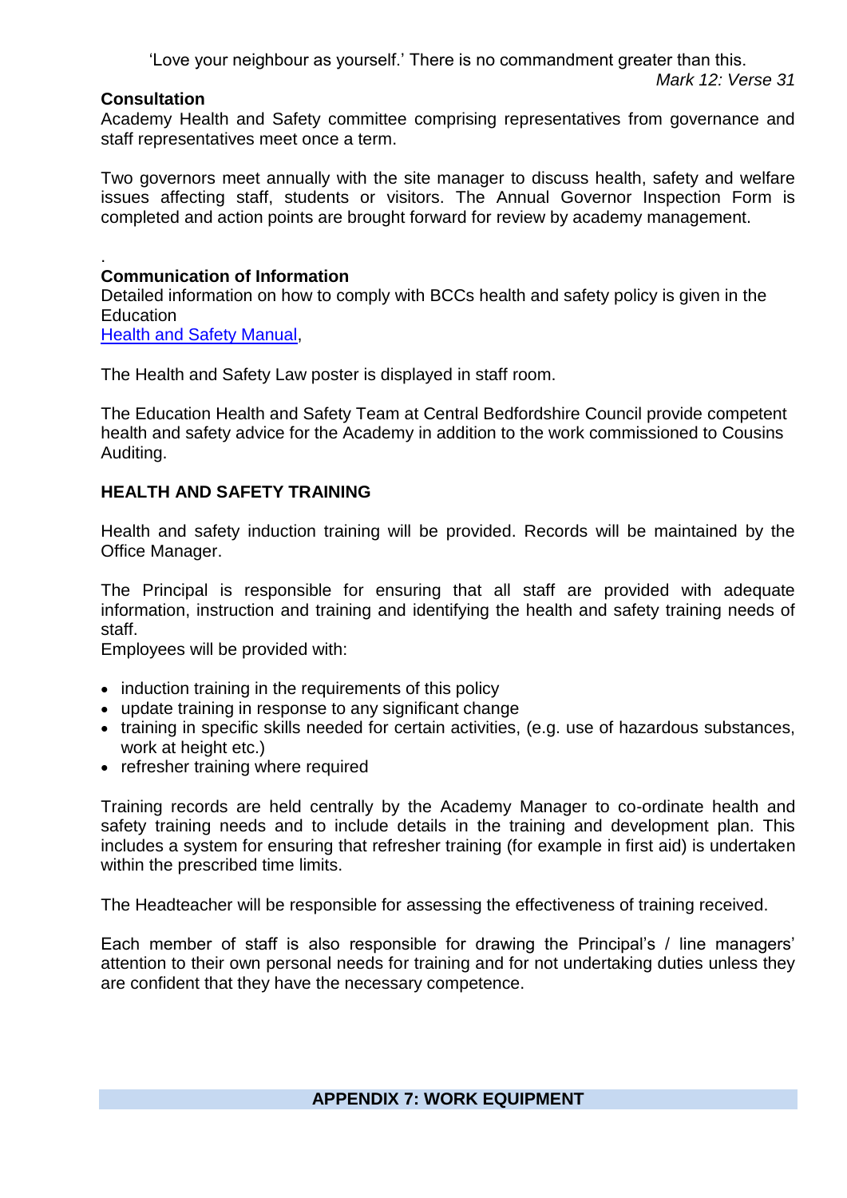'Love your neighbour as yourself.' There is no commandment greater than this.
*Mark 12: Verse 31*

**Consultation**
Academy Health and Safety committee comprising representatives from governance and staff representatives meet once a term.

Two governors meet annually with the site manager to discuss health, safety and welfare issues affecting staff, students or visitors. The Annual Governor Inspection Form is completed and action points are brought forward for review by academy management.

.
**Communication of Information**
Detailed information on how to comply with BCCs health and safety policy is given in the Education
[Health and Safety Manual](),

The Health and Safety Law poster is displayed in staff room.

The Education Health and Safety Team at Central Bedfordshire Council provide competent health and safety advice for the Academy in addition to the work commissioned to Cousins Auditing.

**HEALTH AND SAFETY TRAINING**

Health and safety induction training will be provided. Records will be maintained by the Office Manager.

The Principal is responsible for ensuring that all staff are provided with adequate information, instruction and training and identifying the health and safety training needs of staff.
Employees will be provided with:

- induction training in the requirements of this policy
- update training in response to any significant change
- training in specific skills needed for certain activities, (e.g. use of hazardous substances, work at height etc.)
- refresher training where required

Training records are held centrally by the Academy Manager to co-ordinate health and safety training needs and to include details in the training and development plan. This includes a system for ensuring that refresher training (for example in first aid) is undertaken within the prescribed time limits.

The Headteacher will be responsible for assessing the effectiveness of training received.

Each member of staff is also responsible for drawing the Principal's / line managers' attention to their own personal needs for training and for not undertaking duties unless they are confident that they have the necessary competence.

## APPENDIX 7: WORK EQUIPMENT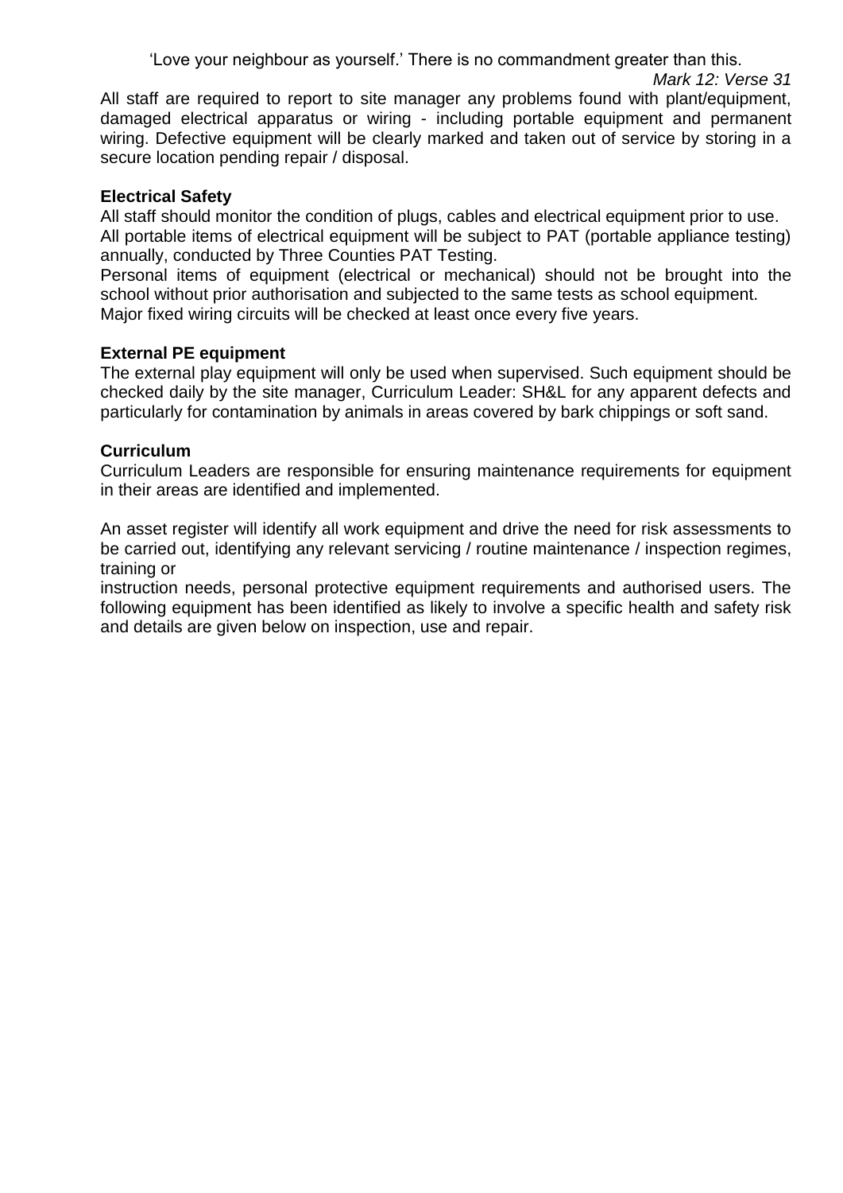'Love your neighbour as yourself.' There is no commandment greater than this.

*Mark 12: Verse 31*

All staff are required to report to site manager any problems found with plant/equipment, damaged electrical apparatus or wiring - including portable equipment and permanent wiring. Defective equipment will be clearly marked and taken out of service by storing in a secure location pending repair / disposal.

**Electrical Safety**

All staff should monitor the condition of plugs, cables and electrical equipment prior to use.
All portable items of electrical equipment will be subject to PAT (portable appliance testing) annually, conducted by Three Counties PAT Testing.
Personal items of equipment (electrical or mechanical) should not be brought into the school without prior authorisation and subjected to the same tests as school equipment.
Major fixed wiring circuits will be checked at least once every five years.

**External PE equipment**

The external play equipment will only be used when supervised. Such equipment should be checked daily by the site manager, Curriculum Leader: SH&L for any apparent defects and particularly for contamination by animals in areas covered by bark chippings or soft sand.

**Curriculum**

Curriculum Leaders are responsible for ensuring maintenance requirements for equipment in their areas are identified and implemented.

An asset register will identify all work equipment and drive the need for risk assessments to be carried out, identifying any relevant servicing / routine maintenance / inspection regimes, training or
instruction needs, personal protective equipment requirements and authorised users. The following equipment has been identified as likely to involve a specific health and safety risk and details are given below on inspection, use and repair.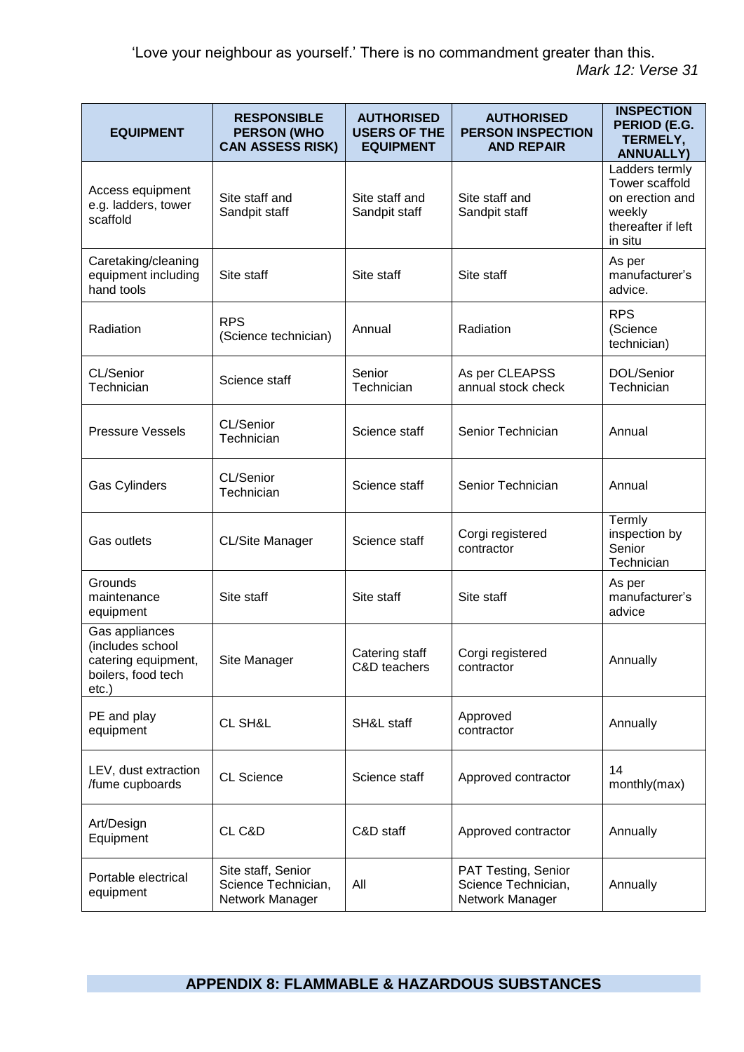'Love your neighbour as yourself.' There is no commandment greater than this.
*Mark 12: Verse 31*

| EQUIPMENT | RESPONSIBLE PERSON (WHO CAN ASSESS RISK) | AUTHORISED USERS OF THE EQUIPMENT | AUTHORISED PERSON INSPECTION AND REPAIR | INSPECTION PERIOD (E.G. TERMELY, ANNUALLY) |
|---|---|---|---|---|
| Access equipment e.g. ladders, tower scaffold | Site staff and Sandpit staff | Site staff and Sandpit staff | Site staff and Sandpit staff | Ladders termly Tower scaffold on erection and weekly thereafter if left in situ |
| Caretaking/cleaning equipment including hand tools | Site staff | Site staff | Site staff | As per manufacturer's advice. |
| Radiation | RPS (Science technician) | Annual | Radiation | RPS (Science technician) |
| CL/Senior Technician | Science staff | Senior Technician | As per CLEAPSS annual stock check | DOL/Senior Technician |
| Pressure Vessels | CL/Senior Technician | Science staff | Senior Technician | Annual |
| Gas Cylinders | CL/Senior Technician | Science staff | Senior Technician | Annual |
| Gas outlets | CL/Site Manager | Science staff | Corgi registered contractor | Termly inspection by Senior Technician |
| Grounds maintenance equipment | Site staff | Site staff | Site staff | As per manufacturer's advice |
| Gas appliances (includes school catering equipment, boilers, food tech etc.) | Site Manager | Catering staff C&D teachers | Corgi registered contractor | Annually |
| PE and play equipment | CL SH&L | SH&L staff | Approved contractor | Annually |
| LEV, dust extraction /fume cupboards | CL Science | Science staff | Approved contractor | 14 monthly(max) |
| Art/Design Equipment | CL C&D | C&D staff | Approved contractor | Annually |
| Portable electrical equipment | Site staff, Senior Science Technician, Network Manager | All | PAT Testing, Senior Science Technician, Network Manager | Annually |

## APPENDIX 8: FLAMMABLE & HAZARDOUS SUBSTANCES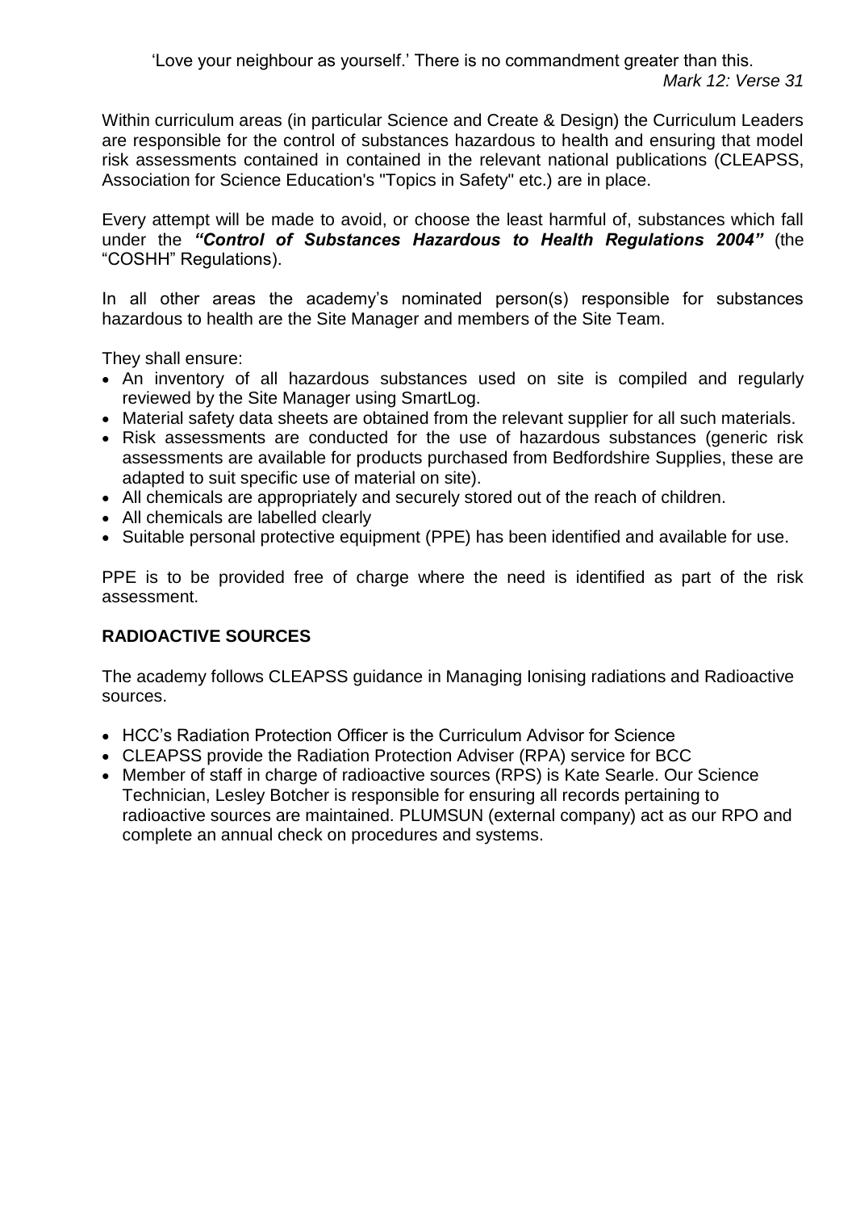'Love your neighbour as yourself.' There is no commandment greater than this.
*Mark 12: Verse 31*

Within curriculum areas (in particular Science and Create & Design) the Curriculum Leaders are responsible for the control of substances hazardous to health and ensuring that model risk assessments contained in contained in the relevant national publications (CLEAPSS, Association for Science Education's "Topics in Safety" etc.) are in place.

Every attempt will be made to avoid, or choose the least harmful of, substances which fall under the ***"Control of Substances Hazardous to Health Regulations 2004"*** (the "COSHH" Regulations).

In all other areas the academy's nominated person(s) responsible for substances hazardous to health are the Site Manager and members of the Site Team.

They shall ensure:

- An inventory of all hazardous substances used on site is compiled and regularly reviewed by the Site Manager using SmartLog.
- Material safety data sheets are obtained from the relevant supplier for all such materials.
- Risk assessments are conducted for the use of hazardous substances (generic risk assessments are available for products purchased from Bedfordshire Supplies, these are adapted to suit specific use of material on site).
- All chemicals are appropriately and securely stored out of the reach of children.
- All chemicals are labelled clearly
- Suitable personal protective equipment (PPE) has been identified and available for use.

PPE is to be provided free of charge where the need is identified as part of the risk assessment.

**RADIOACTIVE SOURCES**

The academy follows CLEAPSS guidance in Managing Ionising radiations and Radioactive sources.

- HCC's Radiation Protection Officer is the Curriculum Advisor for Science
- CLEAPSS provide the Radiation Protection Adviser (RPA) service for BCC
- Member of staff in charge of radioactive sources (RPS) is Kate Searle. Our Science Technician, Lesley Botcher is responsible for ensuring all records pertaining to radioactive sources are maintained. PLUMSUN (external company) act as our RPO and complete an annual check on procedures and systems.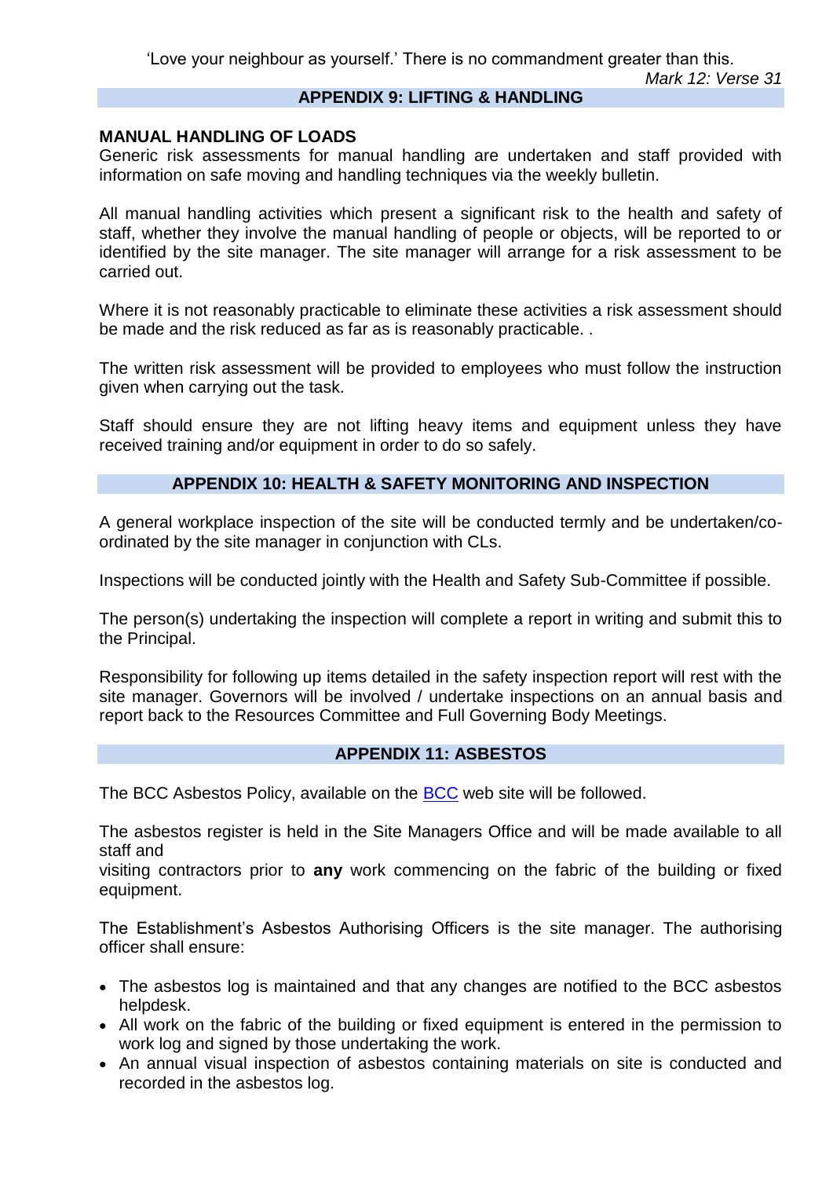'Love your neighbour as yourself.' There is no commandment greater than this.
*Mark 12: Verse 31*

## APPENDIX 9: LIFTING & HANDLING

**MANUAL HANDLING OF LOADS**
Generic risk assessments for manual handling are undertaken and staff provided with information on safe moving and handling techniques via the weekly bulletin.

All manual handling activities which present a significant risk to the health and safety of staff, whether they involve the manual handling of people or objects, will be reported to or identified by the site manager. The site manager will arrange for a risk assessment to be carried out.

Where it is not reasonably practicable to eliminate these activities a risk assessment should be made and the risk reduced as far as is reasonably practicable. .

The written risk assessment will be provided to employees who must follow the instruction given when carrying out the task.

Staff should ensure they are not lifting heavy items and equipment unless they have received training and/or equipment in order to do so safely.

## APPENDIX 10: HEALTH & SAFETY MONITORING AND INSPECTION

A general workplace inspection of the site will be conducted termly and be undertaken/co-ordinated by the site manager in conjunction with CLs.

Inspections will be conducted jointly with the Health and Safety Sub-Committee if possible.

The person(s) undertaking the inspection will complete a report in writing and submit this to the Principal.

Responsibility for following up items detailed in the safety inspection report will rest with the site manager. Governors will be involved / undertake inspections on an annual basis and report back to the Resources Committee and Full Governing Body Meetings.

## APPENDIX 11: ASBESTOS

The BCC Asbestos Policy, available on the BCC web site will be followed.

The asbestos register is held in the Site Managers Office and will be made available to all staff and
visiting contractors prior to **any** work commencing on the fabric of the building or fixed equipment.

The Establishment's Asbestos Authorising Officers is the site manager. The authorising officer shall ensure:

- The asbestos log is maintained and that any changes are notified to the BCC asbestos helpdesk.
- All work on the fabric of the building or fixed equipment is entered in the permission to work log and signed by those undertaking the work.
- An annual visual inspection of asbestos containing materials on site is conducted and recorded in the asbestos log.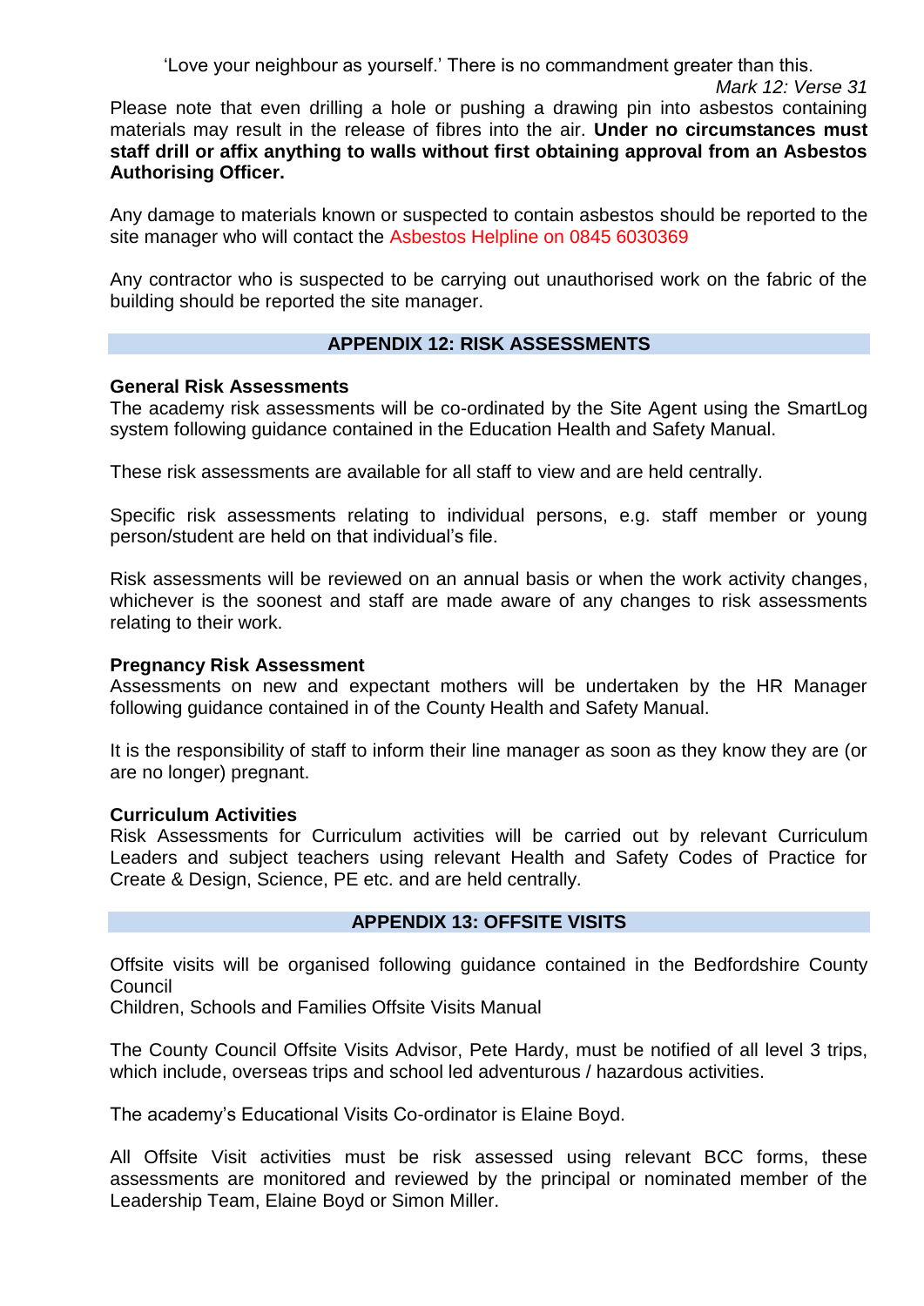'Love your neighbour as yourself.' There is no commandment greater than this.

*Mark 12: Verse 31*

Please note that even drilling a hole or pushing a drawing pin into asbestos containing materials may result in the release of fibres into the air. **Under no circumstances must staff drill or affix anything to walls without first obtaining approval from an Asbestos Authorising Officer.**

Any damage to materials known or suspected to contain asbestos should be reported to the site manager who will contact the Asbestos Helpline on 0845 6030369

Any contractor who is suspected to be carrying out unauthorised work on the fabric of the building should be reported the site manager.

## APPENDIX 12: RISK ASSESSMENTS

**General Risk Assessments**

The academy risk assessments will be co-ordinated by the Site Agent using the SmartLog system following guidance contained in the Education Health and Safety Manual.

These risk assessments are available for all staff to view and are held centrally.

Specific risk assessments relating to individual persons, e.g. staff member or young person/student are held on that individual's file.

Risk assessments will be reviewed on an annual basis or when the work activity changes, whichever is the soonest and staff are made aware of any changes to risk assessments relating to their work.

**Pregnancy Risk Assessment**

Assessments on new and expectant mothers will be undertaken by the HR Manager following guidance contained in of the County Health and Safety Manual.

It is the responsibility of staff to inform their line manager as soon as they know they are (or are no longer) pregnant.

**Curriculum Activities**

Risk Assessments for Curriculum activities will be carried out by relevant Curriculum Leaders and subject teachers using relevant Health and Safety Codes of Practice for Create & Design, Science, PE etc. and are held centrally.

## APPENDIX 13: OFFSITE VISITS

Offsite visits will be organised following guidance contained in the Bedfordshire County Council
Children, Schools and Families Offsite Visits Manual

The County Council Offsite Visits Advisor, Pete Hardy, must be notified of all level 3 trips, which include, overseas trips and school led adventurous / hazardous activities.

The academy's Educational Visits Co-ordinator is Elaine Boyd.

All Offsite Visit activities must be risk assessed using relevant BCC forms, these assessments are monitored and reviewed by the principal or nominated member of the Leadership Team, Elaine Boyd or Simon Miller.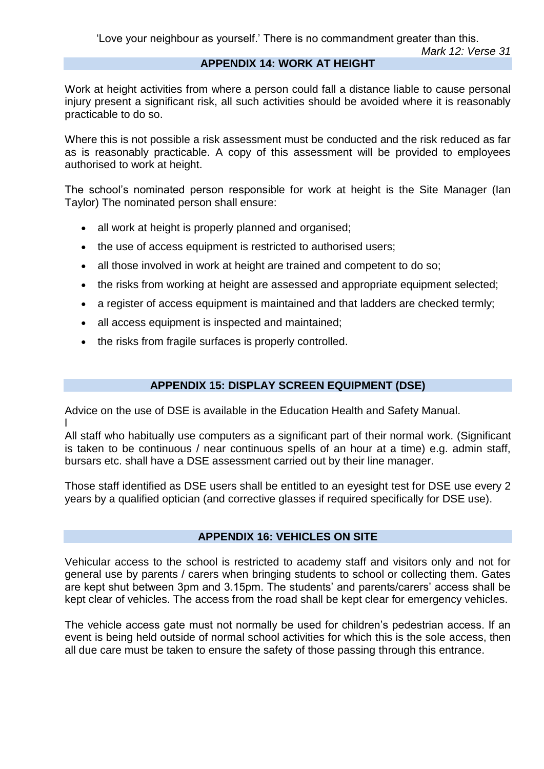'Love your neighbour as yourself.' There is no commandment greater than this.
*Mark 12: Verse 31*

## APPENDIX 14: WORK AT HEIGHT

Work at height activities from where a person could fall a distance liable to cause personal injury present a significant risk, all such activities should be avoided where it is reasonably practicable to do so.

Where this is not possible a risk assessment must be conducted and the risk reduced as far as is reasonably practicable. A copy of this assessment will be provided to employees authorised to work at height.

The school's nominated person responsible for work at height is the Site Manager (Ian Taylor) The nominated person shall ensure:

- all work at height is properly planned and organised;
- the use of access equipment is restricted to authorised users;
- all those involved in work at height are trained and competent to do so;
- the risks from working at height are assessed and appropriate equipment selected;
- a register of access equipment is maintained and that ladders are checked termly;
- all access equipment is inspected and maintained;
- the risks from fragile surfaces is properly controlled.

## APPENDIX 15: DISPLAY SCREEN EQUIPMENT (DSE)

Advice on the use of DSE is available in the Education Health and Safety Manual.
I
All staff who habitually use computers as a significant part of their normal work. (Significant is taken to be continuous / near continuous spells of an hour at a time) e.g. admin staff, bursars etc. shall have a DSE assessment carried out by their line manager.

Those staff identified as DSE users shall be entitled to an eyesight test for DSE use every 2 years by a qualified optician (and corrective glasses if required specifically for DSE use).

## APPENDIX 16: VEHICLES ON SITE

Vehicular access to the school is restricted to academy staff and visitors only and not for general use by parents / carers when bringing students to school or collecting them. Gates are kept shut between 3pm and 3.15pm. The students' and parents/carers' access shall be kept clear of vehicles. The access from the road shall be kept clear for emergency vehicles.

The vehicle access gate must not normally be used for children's pedestrian access. If an event is being held outside of normal school activities for which this is the sole access, then all due care must be taken to ensure the safety of those passing through this entrance.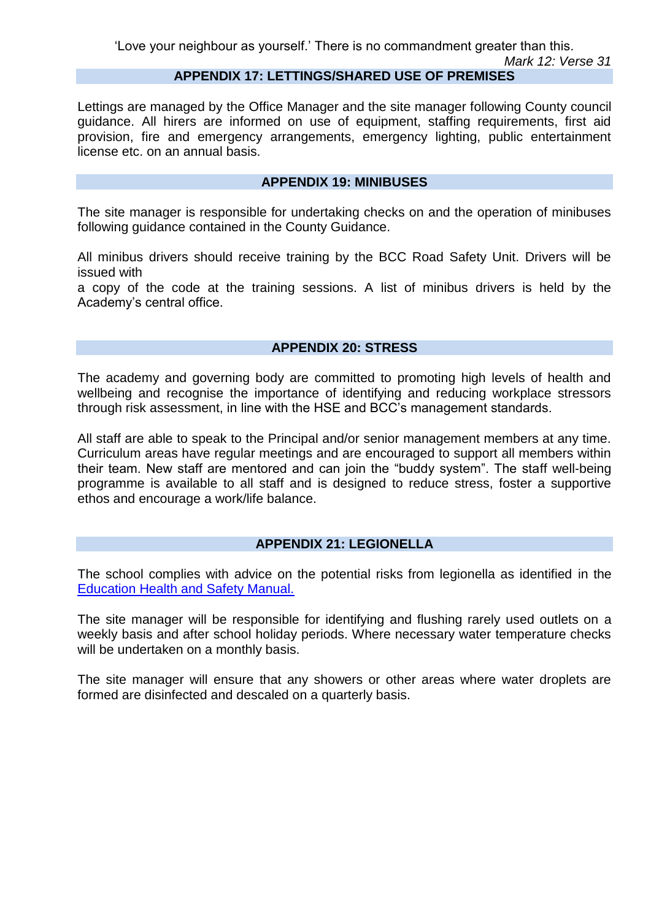'Love your neighbour as yourself.' There is no commandment greater than this.

*Mark 12: Verse 31*

## APPENDIX 17: LETTINGS/SHARED USE OF PREMISES

Lettings are managed by the Office Manager and the site manager following County council guidance. All hirers are informed on use of equipment, staffing requirements, first aid provision, fire and emergency arrangements, emergency lighting, public entertainment license etc. on an annual basis.

## APPENDIX 19: MINIBUSES

The site manager is responsible for undertaking checks on and the operation of minibuses following guidance contained in the County Guidance.

All minibus drivers should receive training by the BCC Road Safety Unit. Drivers will be issued with
a copy of the code at the training sessions. A list of minibus drivers is held by the Academy's central office.

## APPENDIX 20: STRESS

The academy and governing body are committed to promoting high levels of health and wellbeing and recognise the importance of identifying and reducing workplace stressors through risk assessment, in line with the HSE and BCC's management standards.

All staff are able to speak to the Principal and/or senior management members at any time. Curriculum areas have regular meetings and are encouraged to support all members within their team. New staff are mentored and can join the "buddy system". The staff well-being programme is available to all staff and is designed to reduce stress, foster a supportive ethos and encourage a work/life balance.

## APPENDIX 21: LEGIONELLA

The school complies with advice on the potential risks from legionella as identified in the Education Health and Safety Manual.

The site manager will be responsible for identifying and flushing rarely used outlets on a weekly basis and after school holiday periods. Where necessary water temperature checks will be undertaken on a monthly basis.

The site manager will ensure that any showers or other areas where water droplets are formed are disinfected and descaled on a quarterly basis.